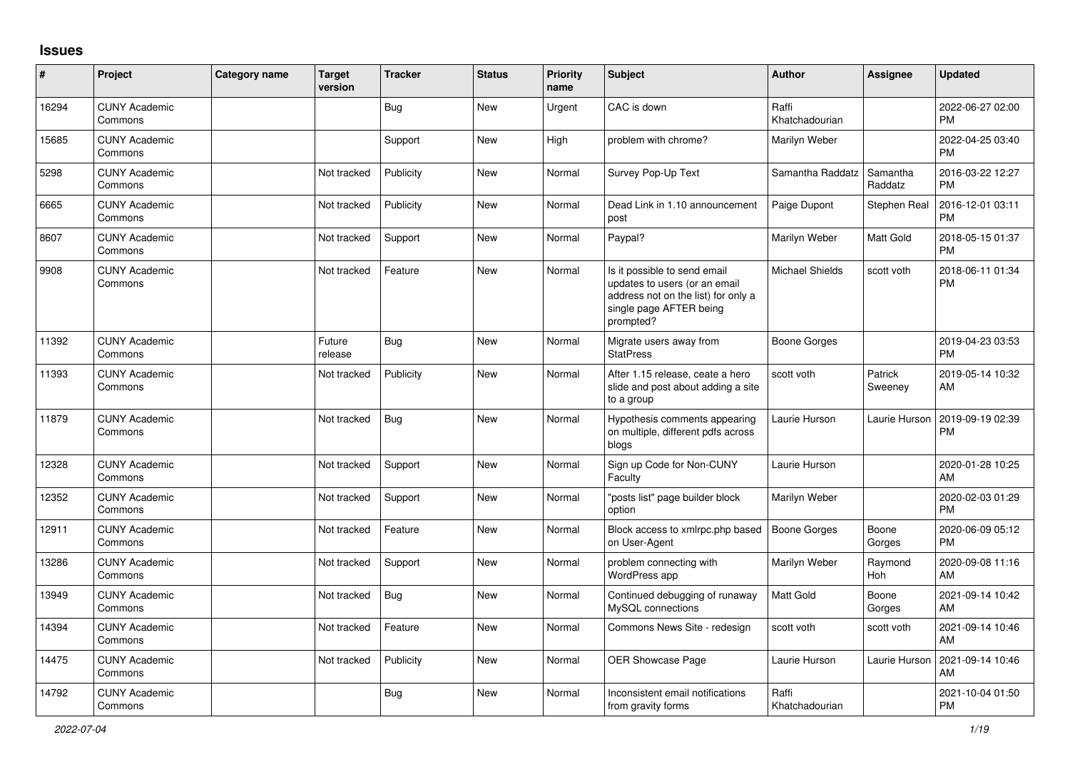# Issues

| # | Project | Category name | Target version | Tracker | Status | Priority name | Subject | Author | Assignee | Updated |
|---|---|---|---|---|---|---|---|---|---|---|
| 16294 | CUNY Academic Commons | | | Bug | New | Urgent | CAC is down | Raffi Khatchadourian | | 2022-06-27 02:00 PM |
| 15685 | CUNY Academic Commons | | | Support | New | High | problem with chrome? | Marilyn Weber | | 2022-04-25 03:40 PM |
| 5298 | CUNY Academic Commons | | Not tracked | Publicity | New | Normal | Survey Pop-Up Text | Samantha Raddatz | Samantha Raddatz | 2016-03-22 12:27 PM |
| 6665 | CUNY Academic Commons | | Not tracked | Publicity | New | Normal | Dead Link in 1.10 announcement post | Paige Dupont | Stephen Real | 2016-12-01 03:11 PM |
| 8607 | CUNY Academic Commons | | Not tracked | Support | New | Normal | Paypal? | Marilyn Weber | Matt Gold | 2018-05-15 01:37 PM |
| 9908 | CUNY Academic Commons | | Not tracked | Feature | New | Normal | Is it possible to send email updates to users (or an email address not on the list) for only a single page AFTER being prompted? | Michael Shields | scott voth | 2018-06-11 01:34 PM |
| 11392 | CUNY Academic Commons | | Future release | Bug | New | Normal | Migrate users away from StatPress | Boone Gorges | | 2019-04-23 03:53 PM |
| 11393 | CUNY Academic Commons | | Not tracked | Publicity | New | Normal | After 1.15 release, ceate a hero slide and post about adding a site to a group | scott voth | Patrick Sweeney | 2019-05-14 10:32 AM |
| 11879 | CUNY Academic Commons | | Not tracked | Bug | New | Normal | Hypothesis comments appearing on multiple, different pdfs across blogs | Laurie Hurson | Laurie Hurson | 2019-09-19 02:39 PM |
| 12328 | CUNY Academic Commons | | Not tracked | Support | New | Normal | Sign up Code for Non-CUNY Faculty | Laurie Hurson | | 2020-01-28 10:25 AM |
| 12352 | CUNY Academic Commons | | Not tracked | Support | New | Normal | "posts list" page builder block option | Marilyn Weber | | 2020-02-03 01:29 PM |
| 12911 | CUNY Academic Commons | | Not tracked | Feature | New | Normal | Block access to xmlrpc.php based on User-Agent | Boone Gorges | Boone Gorges | 2020-06-09 05:12 PM |
| 13286 | CUNY Academic Commons | | Not tracked | Support | New | Normal | problem connecting with WordPress app | Marilyn Weber | Raymond Hoh | 2020-09-08 11:16 AM |
| 13949 | CUNY Academic Commons | | Not tracked | Bug | New | Normal | Continued debugging of runaway MySQL connections | Matt Gold | Boone Gorges | 2021-09-14 10:42 AM |
| 14394 | CUNY Academic Commons | | Not tracked | Feature | New | Normal | Commons News Site - redesign | scott voth | scott voth | 2021-09-14 10:46 AM |
| 14475 | CUNY Academic Commons | | Not tracked | Publicity | New | Normal | OER Showcase Page | Laurie Hurson | Laurie Hurson | 2021-09-14 10:46 AM |
| 14792 | CUNY Academic Commons | | | Bug | New | Normal | Inconsistent email notifications from gravity forms | Raffi Khatchadourian | | 2021-10-04 01:50 PM |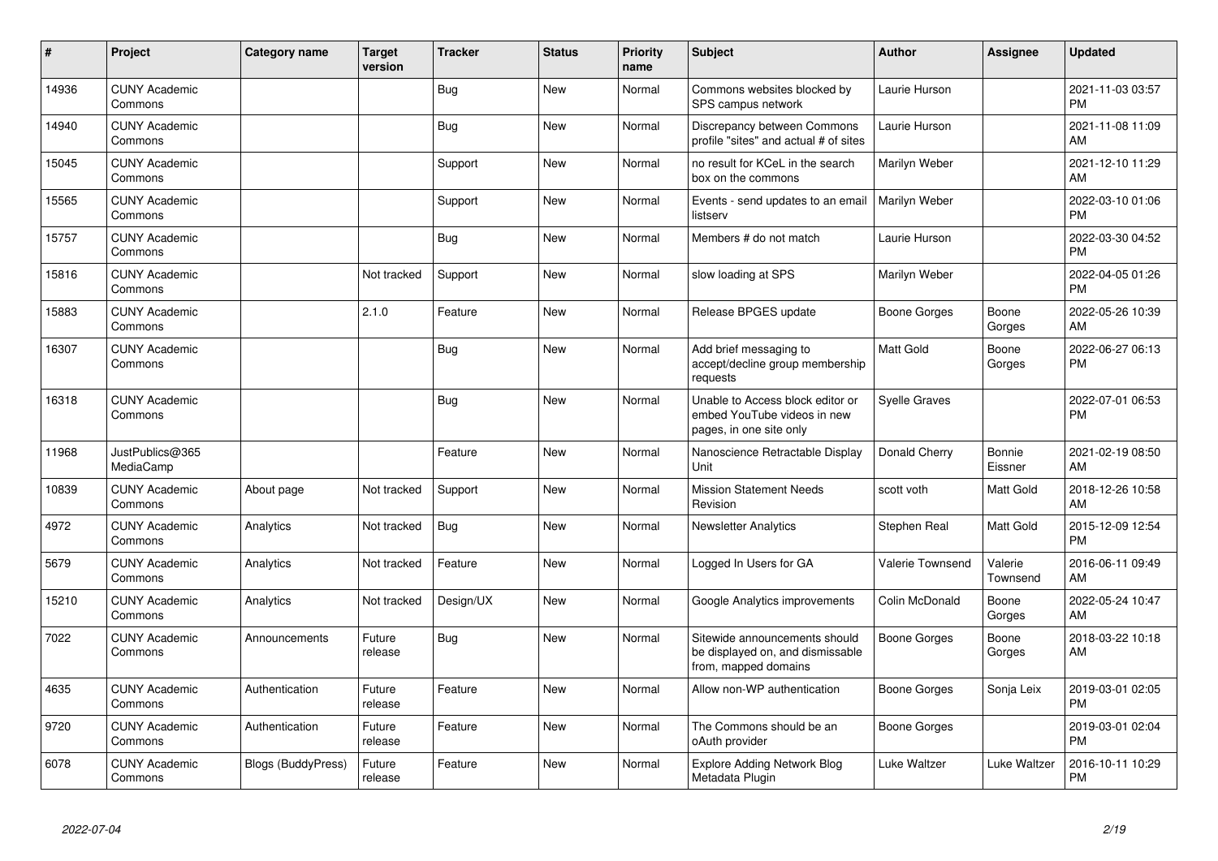| # | Project | Category name | Target version | Tracker | Status | Priority name | Subject | Author | Assignee | Updated |
|---|---|---|---|---|---|---|---|---|---|---|
| 14936 | CUNY Academic Commons | | | Bug | New | Normal | Commons websites blocked by SPS campus network | Laurie Hurson | | 2021-11-03 03:57 PM |
| 14940 | CUNY Academic Commons | | | Bug | New | Normal | Discrepancy between Commons profile "sites" and actual # of sites | Laurie Hurson | | 2021-11-08 11:09 AM |
| 15045 | CUNY Academic Commons | | | Support | New | Normal | no result for KCeL in the search box on the commons | Marilyn Weber | | 2021-12-10 11:29 AM |
| 15565 | CUNY Academic Commons | | | Support | New | Normal | Events - send updates to an email listserv | Marilyn Weber | | 2022-03-10 01:06 PM |
| 15757 | CUNY Academic Commons | | | Bug | New | Normal | Members # do not match | Laurie Hurson | | 2022-03-30 04:52 PM |
| 15816 | CUNY Academic Commons | | Not tracked | Support | New | Normal | slow loading at SPS | Marilyn Weber | | 2022-04-05 01:26 PM |
| 15883 | CUNY Academic Commons | | 2.1.0 | Feature | New | Normal | Release BPGES update | Boone Gorges | Boone Gorges | 2022-05-26 10:39 AM |
| 16307 | CUNY Academic Commons | | | Bug | New | Normal | Add brief messaging to accept/decline group membership requests | Matt Gold | Boone Gorges | 2022-06-27 06:13 PM |
| 16318 | CUNY Academic Commons | | | Bug | New | Normal | Unable to Access block editor or embed YouTube videos in new pages, in one site only | Syelle Graves | | 2022-07-01 06:53 PM |
| 11968 | JustPublics@365 MediaCamp | | | Feature | New | Normal | Nanoscience Retractable Display Unit | Donald Cherry | Bonnie Eissner | 2021-02-19 08:50 AM |
| 10839 | CUNY Academic Commons | About page | Not tracked | Support | New | Normal | Mission Statement Needs Revision | scott voth | Matt Gold | 2018-12-26 10:58 AM |
| 4972 | CUNY Academic Commons | Analytics | Not tracked | Bug | New | Normal | Newsletter Analytics | Stephen Real | Matt Gold | 2015-12-09 12:54 PM |
| 5679 | CUNY Academic Commons | Analytics | Not tracked | Feature | New | Normal | Logged In Users for GA | Valerie Townsend | Valerie Townsend | 2016-06-11 09:49 AM |
| 15210 | CUNY Academic Commons | Analytics | Not tracked | Design/UX | New | Normal | Google Analytics improvements | Colin McDonald | Boone Gorges | 2022-05-24 10:47 AM |
| 7022 | CUNY Academic Commons | Announcements | Future release | Bug | New | Normal | Sitewide announcements should be displayed on, and dismissable from, mapped domains | Boone Gorges | Boone Gorges | 2018-03-22 10:18 AM |
| 4635 | CUNY Academic Commons | Authentication | Future release | Feature | New | Normal | Allow non-WP authentication | Boone Gorges | Sonja Leix | 2019-03-01 02:05 PM |
| 9720 | CUNY Academic Commons | Authentication | Future release | Feature | New | Normal | The Commons should be an oAuth provider | Boone Gorges | | 2019-03-01 02:04 PM |
| 6078 | CUNY Academic Commons | Blogs (BuddyPress) | Future release | Feature | New | Normal | Explore Adding Network Blog Metadata Plugin | Luke Waltzer | Luke Waltzer | 2016-10-11 10:29 PM |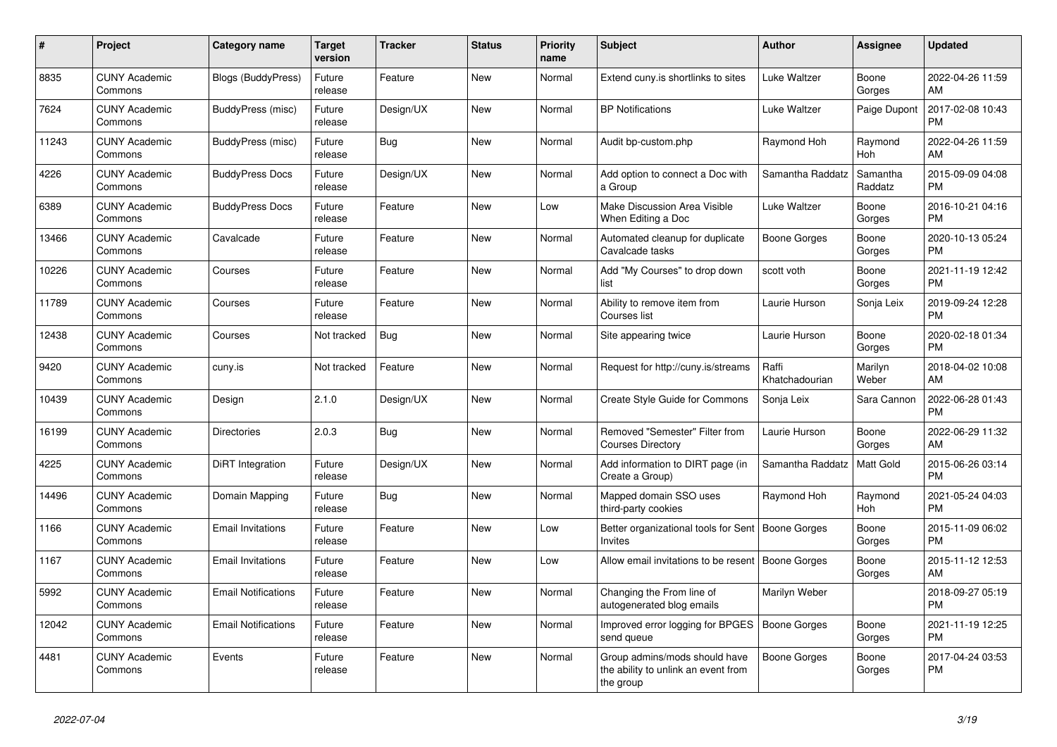| # | Project | Category name | Target version | Tracker | Status | Priority name | Subject | Author | Assignee | Updated |
|---|---|---|---|---|---|---|---|---|---|---|
| 8835 | CUNY Academic Commons | Blogs (BuddyPress) | Future release | Feature | New | Normal | Extend cuny.is shortlinks to sites | Luke Waltzer | Boone Gorges | 2022-04-26 11:59 AM |
| 7624 | CUNY Academic Commons | BuddyPress (misc) | Future release | Design/UX | New | Normal | BP Notifications | Luke Waltzer | Paige Dupont | 2017-02-08 10:43 PM |
| 11243 | CUNY Academic Commons | BuddyPress (misc) | Future release | Bug | New | Normal | Audit bp-custom.php | Raymond Hoh | Raymond Hoh | 2022-04-26 11:59 AM |
| 4226 | CUNY Academic Commons | BuddyPress Docs | Future release | Design/UX | New | Normal | Add option to connect a Doc with a Group | Samantha Raddatz | Samantha Raddatz | 2015-09-09 04:08 PM |
| 6389 | CUNY Academic Commons | BuddyPress Docs | Future release | Feature | New | Low | Make Discussion Area Visible When Editing a Doc | Luke Waltzer | Boone Gorges | 2016-10-21 04:16 PM |
| 13466 | CUNY Academic Commons | Cavalcade | Future release | Feature | New | Normal | Automated cleanup for duplicate Cavalcade tasks | Boone Gorges | Boone Gorges | 2020-10-13 05:24 PM |
| 10226 | CUNY Academic Commons | Courses | Future release | Feature | New | Normal | Add "My Courses" to drop down list | scott voth | Boone Gorges | 2021-11-19 12:42 PM |
| 11789 | CUNY Academic Commons | Courses | Future release | Feature | New | Normal | Ability to remove item from Courses list | Laurie Hurson | Sonja Leix | 2019-09-24 12:28 PM |
| 12438 | CUNY Academic Commons | Courses | Not tracked | Bug | New | Normal | Site appearing twice | Laurie Hurson | Boone Gorges | 2020-02-18 01:34 PM |
| 9420 | CUNY Academic Commons | cuny.is | Not tracked | Feature | New | Normal | Request for http://cuny.is/streams | Raffi Khatchadourian | Marilyn Weber | 2018-04-02 10:08 AM |
| 10439 | CUNY Academic Commons | Design | 2.1.0 | Design/UX | New | Normal | Create Style Guide for Commons | Sonja Leix | Sara Cannon | 2022-06-28 01:43 PM |
| 16199 | CUNY Academic Commons | Directories | 2.0.3 | Bug | New | Normal | Removed "Semester" Filter from Courses Directory | Laurie Hurson | Boone Gorges | 2022-06-29 11:32 AM |
| 4225 | CUNY Academic Commons | DiRT Integration | Future release | Design/UX | New | Normal | Add information to DIRT page (in Create a Group) | Samantha Raddatz | Matt Gold | 2015-06-26 03:14 PM |
| 14496 | CUNY Academic Commons | Domain Mapping | Future release | Bug | New | Normal | Mapped domain SSO uses third-party cookies | Raymond Hoh | Raymond Hoh | 2021-05-24 04:03 PM |
| 1166 | CUNY Academic Commons | Email Invitations | Future release | Feature | New | Low | Better organizational tools for Sent Invites | Boone Gorges | Boone Gorges | 2015-11-09 06:02 PM |
| 1167 | CUNY Academic Commons | Email Invitations | Future release | Feature | New | Low | Allow email invitations to be resent | Boone Gorges | Boone Gorges | 2015-11-12 12:53 AM |
| 5992 | CUNY Academic Commons | Email Notifications | Future release | Feature | New | Normal | Changing the From line of autogenerated blog emails | Marilyn Weber | | 2018-09-27 05:19 PM |
| 12042 | CUNY Academic Commons | Email Notifications | Future release | Feature | New | Normal | Improved error logging for BPGES send queue | Boone Gorges | Boone Gorges | 2021-11-19 12:25 PM |
| 4481 | CUNY Academic Commons | Events | Future release | Feature | New | Normal | Group admins/mods should have the ability to unlink an event from the group | Boone Gorges | Boone Gorges | 2017-04-24 03:53 PM |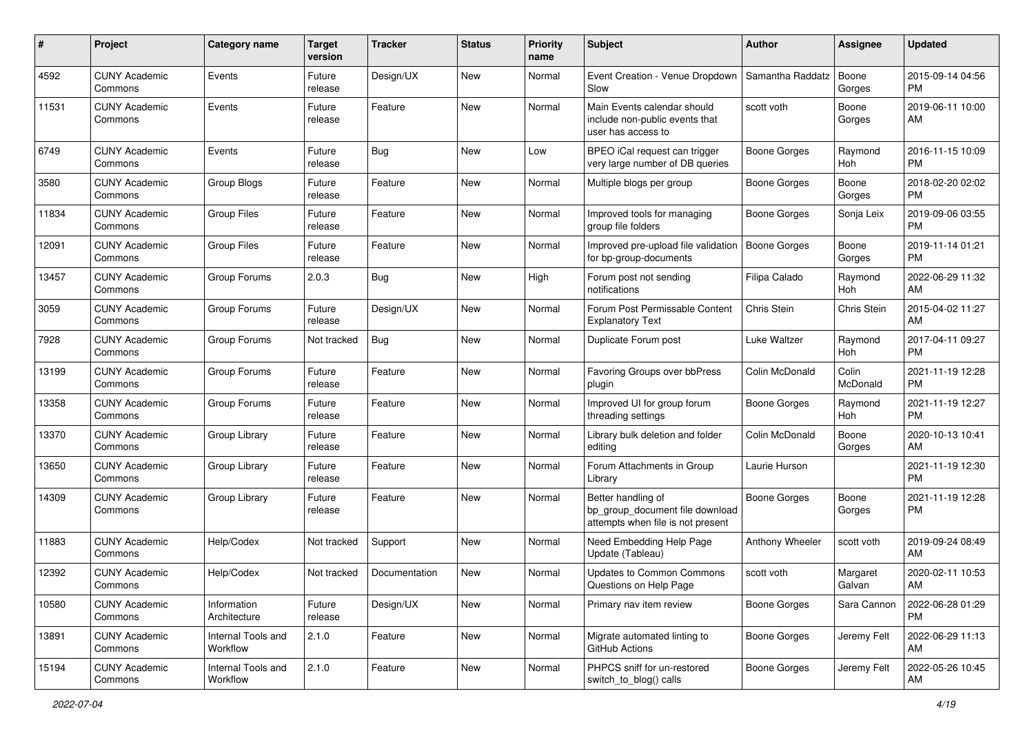| # | Project | Category name | Target version | Tracker | Status | Priority name | Subject | Author | Assignee | Updated |
|---|---|---|---|---|---|---|---|---|---|---|
| 4592 | CUNY Academic Commons | Events | Future release | Design/UX | New | Normal | Event Creation - Venue Dropdown Slow | Samantha Raddatz | Boone Gorges | 2015-09-14 04:56 PM |
| 11531 | CUNY Academic Commons | Events | Future release | Feature | New | Normal | Main Events calendar should include non-public events that user has access to | scott voth | Boone Gorges | 2019-06-11 10:00 AM |
| 6749 | CUNY Academic Commons | Events | Future release | Bug | New | Low | BPEO iCal request can trigger very large number of DB queries | Boone Gorges | Raymond Hoh | 2016-11-15 10:09 PM |
| 3580 | CUNY Academic Commons | Group Blogs | Future release | Feature | New | Normal | Multiple blogs per group | Boone Gorges | Boone Gorges | 2018-02-20 02:02 PM |
| 11834 | CUNY Academic Commons | Group Files | Future release | Feature | New | Normal | Improved tools for managing group file folders | Boone Gorges | Sonja Leix | 2019-09-06 03:55 PM |
| 12091 | CUNY Academic Commons | Group Files | Future release | Feature | New | Normal | Improved pre-upload file validation for bp-group-documents | Boone Gorges | Boone Gorges | 2019-11-14 01:21 PM |
| 13457 | CUNY Academic Commons | Group Forums | 2.0.3 | Bug | New | High | Forum post not sending notifications | Filipa Calado | Raymond Hoh | 2022-06-29 11:32 AM |
| 3059 | CUNY Academic Commons | Group Forums | Future release | Design/UX | New | Normal | Forum Post Permissable Content Explanatory Text | Chris Stein | Chris Stein | 2015-04-02 11:27 AM |
| 7928 | CUNY Academic Commons | Group Forums | Not tracked | Bug | New | Normal | Duplicate Forum post | Luke Waltzer | Raymond Hoh | 2017-04-11 09:27 PM |
| 13199 | CUNY Academic Commons | Group Forums | Future release | Feature | New | Normal | Favoring Groups over bbPress plugin | Colin McDonald | Colin McDonald | 2021-11-19 12:28 PM |
| 13358 | CUNY Academic Commons | Group Forums | Future release | Feature | New | Normal | Improved UI for group forum threading settings | Boone Gorges | Raymond Hoh | 2021-11-19 12:27 PM |
| 13370 | CUNY Academic Commons | Group Library | Future release | Feature | New | Normal | Library bulk deletion and folder editing | Colin McDonald | Boone Gorges | 2020-10-13 10:41 AM |
| 13650 | CUNY Academic Commons | Group Library | Future release | Feature | New | Normal | Forum Attachments in Group Library | Laurie Hurson | | 2021-11-19 12:30 PM |
| 14309 | CUNY Academic Commons | Group Library | Future release | Feature | New | Normal | Better handling of bp_group_document file download attempts when file is not present | Boone Gorges | Boone Gorges | 2021-11-19 12:28 PM |
| 11883 | CUNY Academic Commons | Help/Codex | Not tracked | Support | New | Normal | Need Embedding Help Page Update (Tableau) | Anthony Wheeler | scott voth | 2019-09-24 08:49 AM |
| 12392 | CUNY Academic Commons | Help/Codex | Not tracked | Documentation | New | Normal | Updates to Common Commons Questions on Help Page | scott voth | Margaret Galvan | 2020-02-11 10:53 AM |
| 10580 | CUNY Academic Commons | Information Architecture | Future release | Design/UX | New | Normal | Primary nav item review | Boone Gorges | Sara Cannon | 2022-06-28 01:29 PM |
| 13891 | CUNY Academic Commons | Internal Tools and Workflow | 2.1.0 | Feature | New | Normal | Migrate automated linting to GitHub Actions | Boone Gorges | Jeremy Felt | 2022-06-29 11:13 AM |
| 15194 | CUNY Academic Commons | Internal Tools and Workflow | 2.1.0 | Feature | New | Normal | PHPCS sniff for un-restored switch_to_blog() calls | Boone Gorges | Jeremy Felt | 2022-05-26 10:45 AM |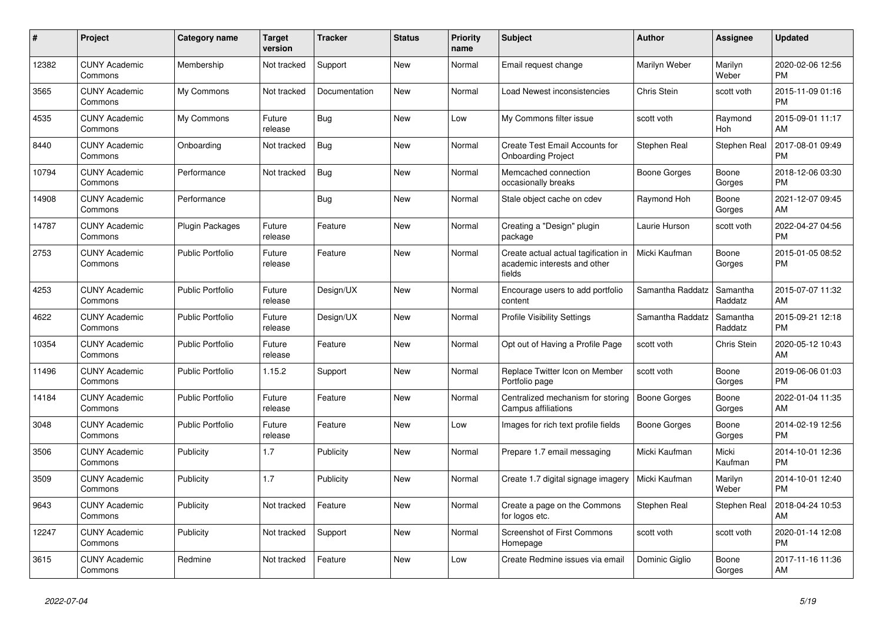| # | Project | Category name | Target version | Tracker | Status | Priority name | Subject | Author | Assignee | Updated |
|---|---|---|---|---|---|---|---|---|---|---|
| 12382 | CUNY Academic Commons | Membership | Not tracked | Support | New | Normal | Email request change | Marilyn Weber | Marilyn Weber | 2020-02-06 12:56 PM |
| 3565 | CUNY Academic Commons | My Commons | Not tracked | Documentation | New | Normal | Load Newest inconsistencies | Chris Stein | scott voth | 2015-11-09 01:16 PM |
| 4535 | CUNY Academic Commons | My Commons | Future release | Bug | New | Low | My Commons filter issue | scott voth | Raymond Hoh | 2015-09-01 11:17 AM |
| 8440 | CUNY Academic Commons | Onboarding | Not tracked | Bug | New | Normal | Create Test Email Accounts for Onboarding Project | Stephen Real | Stephen Real | 2017-08-01 09:49 PM |
| 10794 | CUNY Academic Commons | Performance | Not tracked | Bug | New | Normal | Memcached connection occasionally breaks | Boone Gorges | Boone Gorges | 2018-12-06 03:30 PM |
| 14908 | CUNY Academic Commons | Performance | | Bug | New | Normal | Stale object cache on cdev | Raymond Hoh | Boone Gorges | 2021-12-07 09:45 AM |
| 14787 | CUNY Academic Commons | Plugin Packages | Future release | Feature | New | Normal | Creating a "Design" plugin package | Laurie Hurson | scott voth | 2022-04-27 04:56 PM |
| 2753 | CUNY Academic Commons | Public Portfolio | Future release | Feature | New | Normal | Create actual actual tagification in academic interests and other fields | Micki Kaufman | Boone Gorges | 2015-01-05 08:52 PM |
| 4253 | CUNY Academic Commons | Public Portfolio | Future release | Design/UX | New | Normal | Encourage users to add portfolio content | Samantha Raddatz | Samantha Raddatz | 2015-07-07 11:32 AM |
| 4622 | CUNY Academic Commons | Public Portfolio | Future release | Design/UX | New | Normal | Profile Visibility Settings | Samantha Raddatz | Samantha Raddatz | 2015-09-21 12:18 PM |
| 10354 | CUNY Academic Commons | Public Portfolio | Future release | Feature | New | Normal | Opt out of Having a Profile Page | scott voth | Chris Stein | 2020-05-12 10:43 AM |
| 11496 | CUNY Academic Commons | Public Portfolio | 1.15.2 | Support | New | Normal | Replace Twitter Icon on Member Portfolio page | scott voth | Boone Gorges | 2019-06-06 01:03 PM |
| 14184 | CUNY Academic Commons | Public Portfolio | Future release | Feature | New | Normal | Centralized mechanism for storing Campus affiliations | Boone Gorges | Boone Gorges | 2022-01-04 11:35 AM |
| 3048 | CUNY Academic Commons | Public Portfolio | Future release | Feature | New | Low | Images for rich text profile fields | Boone Gorges | Boone Gorges | 2014-02-19 12:56 PM |
| 3506 | CUNY Academic Commons | Publicity | 1.7 | Publicity | New | Normal | Prepare 1.7 email messaging | Micki Kaufman | Micki Kaufman | 2014-10-01 12:36 PM |
| 3509 | CUNY Academic Commons | Publicity | 1.7 | Publicity | New | Normal | Create 1.7 digital signage imagery | Micki Kaufman | Marilyn Weber | 2014-10-01 12:40 PM |
| 9643 | CUNY Academic Commons | Publicity | Not tracked | Feature | New | Normal | Create a page on the Commons for logos etc. | Stephen Real | Stephen Real | 2018-04-24 10:53 AM |
| 12247 | CUNY Academic Commons | Publicity | Not tracked | Support | New | Normal | Screenshot of First Commons Homepage | scott voth | scott voth | 2020-01-14 12:08 PM |
| 3615 | CUNY Academic Commons | Redmine | Not tracked | Feature | New | Low | Create Redmine issues via email | Dominic Giglio | Boone Gorges | 2017-11-16 11:36 AM |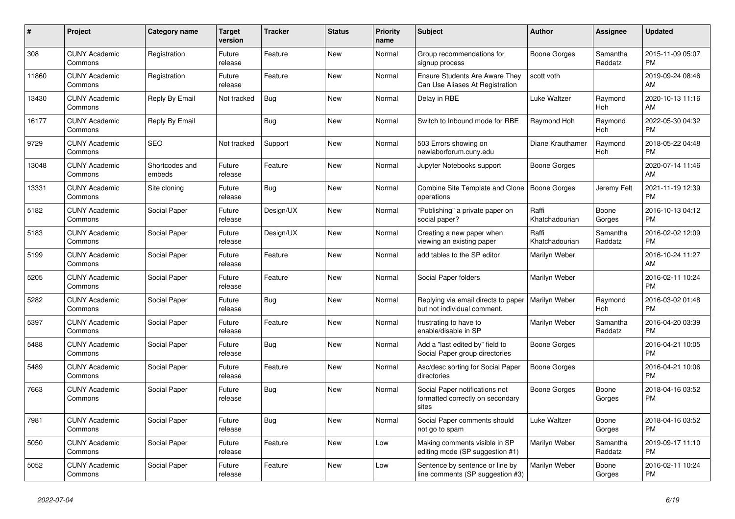| # | Project | Category name | Target version | Tracker | Status | Priority name | Subject | Author | Assignee | Updated |
|---|---|---|---|---|---|---|---|---|---|---|
| 308 | CUNY Academic Commons | Registration | Future release | Feature | New | Normal | Group recommendations for signup process | Boone Gorges | Samantha Raddatz | 2015-11-09 05:07 PM |
| 11860 | CUNY Academic Commons | Registration | Future release | Feature | New | Normal | Ensure Students Are Aware They Can Use Aliases At Registration | scott voth | | 2019-09-24 08:46 AM |
| 13430 | CUNY Academic Commons | Reply By Email | Not tracked | Bug | New | Normal | Delay in RBE | Luke Waltzer | Raymond Hoh | 2020-10-13 11:16 AM |
| 16177 | CUNY Academic Commons | Reply By Email | | Bug | New | Normal | Switch to Inbound mode for RBE | Raymond Hoh | Raymond Hoh | 2022-05-30 04:32 PM |
| 9729 | CUNY Academic Commons | SEO | Not tracked | Support | New | Normal | 503 Errors showing on newlaborforum.cuny.edu | Diane Krauthamer | Raymond Hoh | 2018-05-22 04:48 PM |
| 13048 | CUNY Academic Commons | Shortcodes and embeds | Future release | Feature | New | Normal | Jupyter Notebooks support | Boone Gorges | | 2020-07-14 11:46 AM |
| 13331 | CUNY Academic Commons | Site cloning | Future release | Bug | New | Normal | Combine Site Template and Clone operations | Boone Gorges | Jeremy Felt | 2021-11-19 12:39 PM |
| 5182 | CUNY Academic Commons | Social Paper | Future release | Design/UX | New | Normal | "Publishing" a private paper on social paper? | Raffi Khatchadourian | Boone Gorges | 2016-10-13 04:12 PM |
| 5183 | CUNY Academic Commons | Social Paper | Future release | Design/UX | New | Normal | Creating a new paper when viewing an existing paper | Raffi Khatchadourian | Samantha Raddatz | 2016-02-02 12:09 PM |
| 5199 | CUNY Academic Commons | Social Paper | Future release | Feature | New | Normal | add tables to the SP editor | Marilyn Weber | | 2016-10-24 11:27 AM |
| 5205 | CUNY Academic Commons | Social Paper | Future release | Feature | New | Normal | Social Paper folders | Marilyn Weber | | 2016-02-11 10:24 PM |
| 5282 | CUNY Academic Commons | Social Paper | Future release | Bug | New | Normal | Replying via email directs to paper but not individual comment. | Marilyn Weber | Raymond Hoh | 2016-03-02 01:48 PM |
| 5397 | CUNY Academic Commons | Social Paper | Future release | Feature | New | Normal | frustrating to have to enable/disable in SP | Marilyn Weber | Samantha Raddatz | 2016-04-20 03:39 PM |
| 5488 | CUNY Academic Commons | Social Paper | Future release | Bug | New | Normal | Add a "last edited by" field to Social Paper group directories | Boone Gorges | | 2016-04-21 10:05 PM |
| 5489 | CUNY Academic Commons | Social Paper | Future release | Feature | New | Normal | Asc/desc sorting for Social Paper directories | Boone Gorges | | 2016-04-21 10:06 PM |
| 7663 | CUNY Academic Commons | Social Paper | Future release | Bug | New | Normal | Social Paper notifications not formatted correctly on secondary sites | Boone Gorges | Boone Gorges | 2018-04-16 03:52 PM |
| 7981 | CUNY Academic Commons | Social Paper | Future release | Bug | New | Normal | Social Paper comments should not go to spam | Luke Waltzer | Boone Gorges | 2018-04-16 03:52 PM |
| 5050 | CUNY Academic Commons | Social Paper | Future release | Feature | New | Low | Making comments visible in SP editing mode (SP suggestion #1) | Marilyn Weber | Samantha Raddatz | 2019-09-17 11:10 PM |
| 5052 | CUNY Academic Commons | Social Paper | Future release | Feature | New | Low | Sentence by sentence or line by line comments (SP suggestion #3) | Marilyn Weber | Boone Gorges | 2016-02-11 10:24 PM |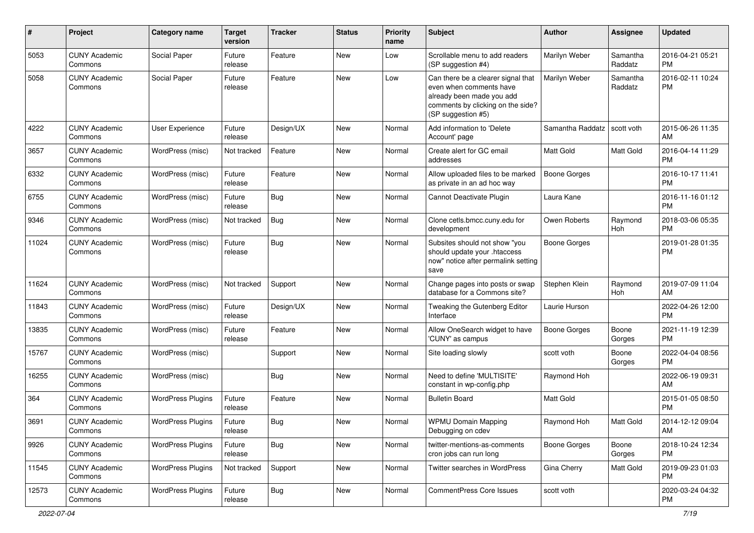| # | Project | Category name | Target version | Tracker | Status | Priority name | Subject | Author | Assignee | Updated |
|---|---|---|---|---|---|---|---|---|---|---|
| 5053 | CUNY Academic Commons | Social Paper | Future release | Feature | New | Low | Scrollable menu to add readers (SP suggestion #4) | Marilyn Weber | Samantha Raddatz | 2016-04-21 05:21 PM |
| 5058 | CUNY Academic Commons | Social Paper | Future release | Feature | New | Low | Can there be a clearer signal that even when comments have already been made you add comments by clicking on the side? (SP suggestion #5) | Marilyn Weber | Samantha Raddatz | 2016-02-11 10:24 PM |
| 4222 | CUNY Academic Commons | User Experience | Future release | Design/UX | New | Normal | Add information to 'Delete Account' page | Samantha Raddatz | scott voth | 2015-06-26 11:35 AM |
| 3657 | CUNY Academic Commons | WordPress (misc) | Not tracked | Feature | New | Normal | Create alert for GC email addresses | Matt Gold | Matt Gold | 2016-04-14 11:29 PM |
| 6332 | CUNY Academic Commons | WordPress (misc) | Future release | Feature | New | Normal | Allow uploaded files to be marked as private in an ad hoc way | Boone Gorges | | 2016-10-17 11:41 PM |
| 6755 | CUNY Academic Commons | WordPress (misc) | Future release | Bug | New | Normal | Cannot Deactivate Plugin | Laura Kane | | 2016-11-16 01:12 PM |
| 9346 | CUNY Academic Commons | WordPress (misc) | Not tracked | Bug | New | Normal | Clone cetls.bmcc.cuny.edu for development | Owen Roberts | Raymond Hoh | 2018-03-06 05:35 PM |
| 11024 | CUNY Academic Commons | WordPress (misc) | Future release | Bug | New | Normal | Subsites should not show "you should update your .htaccess now" notice after permalink setting save | Boone Gorges | | 2019-01-28 01:35 PM |
| 11624 | CUNY Academic Commons | WordPress (misc) | Not tracked | Support | New | Normal | Change pages into posts or swap database for a Commons site? | Stephen Klein | Raymond Hoh | 2019-07-09 11:04 AM |
| 11843 | CUNY Academic Commons | WordPress (misc) | Future release | Design/UX | New | Normal | Tweaking the Gutenberg Editor Interface | Laurie Hurson | | 2022-04-26 12:00 PM |
| 13835 | CUNY Academic Commons | WordPress (misc) | Future release | Feature | New | Normal | Allow OneSearch widget to have 'CUNY' as campus | Boone Gorges | Boone Gorges | 2021-11-19 12:39 PM |
| 15767 | CUNY Academic Commons | WordPress (misc) | | Support | New | Normal | Site loading slowly | scott voth | Boone Gorges | 2022-04-04 08:56 PM |
| 16255 | CUNY Academic Commons | WordPress (misc) | | Bug | New | Normal | Need to define 'MULTISITE' constant in wp-config.php | Raymond Hoh | | 2022-06-19 09:31 AM |
| 364 | CUNY Academic Commons | WordPress Plugins | Future release | Feature | New | Normal | Bulletin Board | Matt Gold | | 2015-01-05 08:50 PM |
| 3691 | CUNY Academic Commons | WordPress Plugins | Future release | Bug | New | Normal | WPMU Domain Mapping Debugging on cdev | Raymond Hoh | Matt Gold | 2014-12-12 09:04 AM |
| 9926 | CUNY Academic Commons | WordPress Plugins | Future release | Bug | New | Normal | twitter-mentions-as-comments cron jobs can run long | Boone Gorges | Boone Gorges | 2018-10-24 12:34 PM |
| 11545 | CUNY Academic Commons | WordPress Plugins | Not tracked | Support | New | Normal | Twitter searches in WordPress | Gina Cherry | Matt Gold | 2019-09-23 01:03 PM |
| 12573 | CUNY Academic Commons | WordPress Plugins | Future release | Bug | New | Normal | CommentPress Core Issues | scott voth | | 2020-03-24 04:32 PM |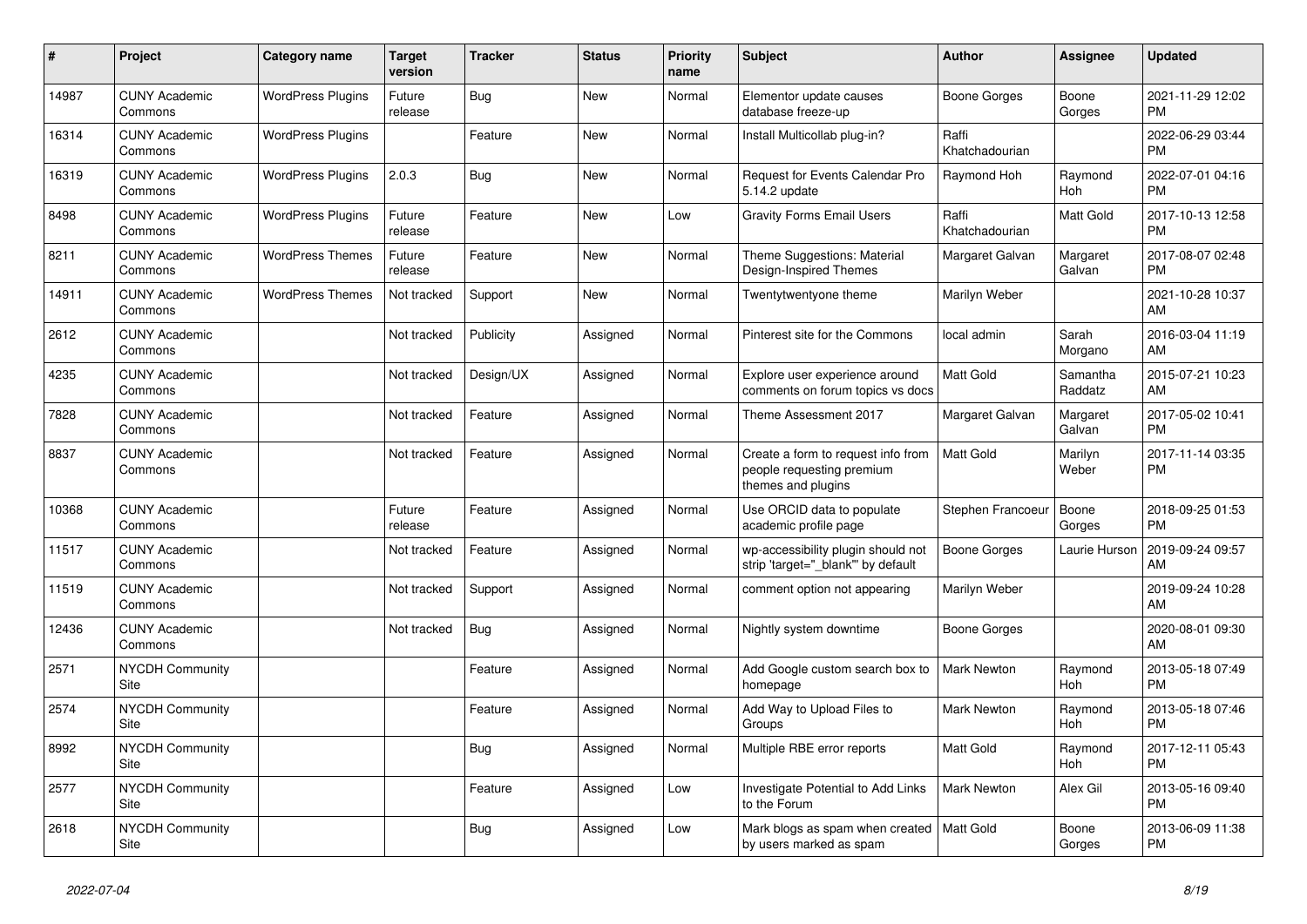| # | Project | Category name | Target version | Tracker | Status | Priority name | Subject | Author | Assignee | Updated |
|---|---|---|---|---|---|---|---|---|---|---|
| 14987 | CUNY Academic Commons | WordPress Plugins | Future release | Bug | New | Normal | Elementor update causes database freeze-up | Boone Gorges | Boone Gorges | 2021-11-29 12:02 PM |
| 16314 | CUNY Academic Commons | WordPress Plugins | | Feature | New | Normal | Install Multicollab plug-in? | Raffi Khatchadourian | | 2022-06-29 03:44 PM |
| 16319 | CUNY Academic Commons | WordPress Plugins | 2.0.3 | Bug | New | Normal | Request for Events Calendar Pro 5.14.2 update | Raymond Hoh | Raymond Hoh | 2022-07-01 04:16 PM |
| 8498 | CUNY Academic Commons | WordPress Plugins | Future release | Feature | New | Low | Gravity Forms Email Users | Raffi Khatchadourian | Matt Gold | 2017-10-13 12:58 PM |
| 8211 | CUNY Academic Commons | WordPress Themes | Future release | Feature | New | Normal | Theme Suggestions: Material Design-Inspired Themes | Margaret Galvan | Margaret Galvan | 2017-08-07 02:48 PM |
| 14911 | CUNY Academic Commons | WordPress Themes | Not tracked | Support | New | Normal | Twentytwentyone theme | Marilyn Weber | | 2021-10-28 10:37 AM |
| 2612 | CUNY Academic Commons | | Not tracked | Publicity | Assigned | Normal | Pinterest site for the Commons | local admin | Sarah Morgano | 2016-03-04 11:19 AM |
| 4235 | CUNY Academic Commons | | Not tracked | Design/UX | Assigned | Normal | Explore user experience around comments on forum topics vs docs | Matt Gold | Samantha Raddatz | 2015-07-21 10:23 AM |
| 7828 | CUNY Academic Commons | | Not tracked | Feature | Assigned | Normal | Theme Assessment 2017 | Margaret Galvan | Margaret Galvan | 2017-05-02 10:41 PM |
| 8837 | CUNY Academic Commons | | Not tracked | Feature | Assigned | Normal | Create a form to request info from people requesting premium themes and plugins | Matt Gold | Marilyn Weber | 2017-11-14 03:35 PM |
| 10368 | CUNY Academic Commons | | Future release | Feature | Assigned | Normal | Use ORCID data to populate academic profile page | Stephen Francoeur | Boone Gorges | 2018-09-25 01:53 PM |
| 11517 | CUNY Academic Commons | | Not tracked | Feature | Assigned | Normal | wp-accessibility plugin should not strip 'target="_blank"' by default | Boone Gorges | Laurie Hurson | 2019-09-24 09:57 AM |
| 11519 | CUNY Academic Commons | | Not tracked | Support | Assigned | Normal | comment option not appearing | Marilyn Weber | | 2019-09-24 10:28 AM |
| 12436 | CUNY Academic Commons | | Not tracked | Bug | Assigned | Normal | Nightly system downtime | Boone Gorges | | 2020-08-01 09:30 AM |
| 2571 | NYCDH Community Site | | | Feature | Assigned | Normal | Add Google custom search box to homepage | Mark Newton | Raymond Hoh | 2013-05-18 07:49 PM |
| 2574 | NYCDH Community Site | | | Feature | Assigned | Normal | Add Way to Upload Files to Groups | Mark Newton | Raymond Hoh | 2013-05-18 07:46 PM |
| 8992 | NYCDH Community Site | | | Bug | Assigned | Normal | Multiple RBE error reports | Matt Gold | Raymond Hoh | 2017-12-11 05:43 PM |
| 2577 | NYCDH Community Site | | | Feature | Assigned | Low | Investigate Potential to Add Links to the Forum | Mark Newton | Alex Gil | 2013-05-16 09:40 PM |
| 2618 | NYCDH Community Site | | | Bug | Assigned | Low | Mark blogs as spam when created by users marked as spam | Matt Gold | Boone Gorges | 2013-06-09 11:38 PM |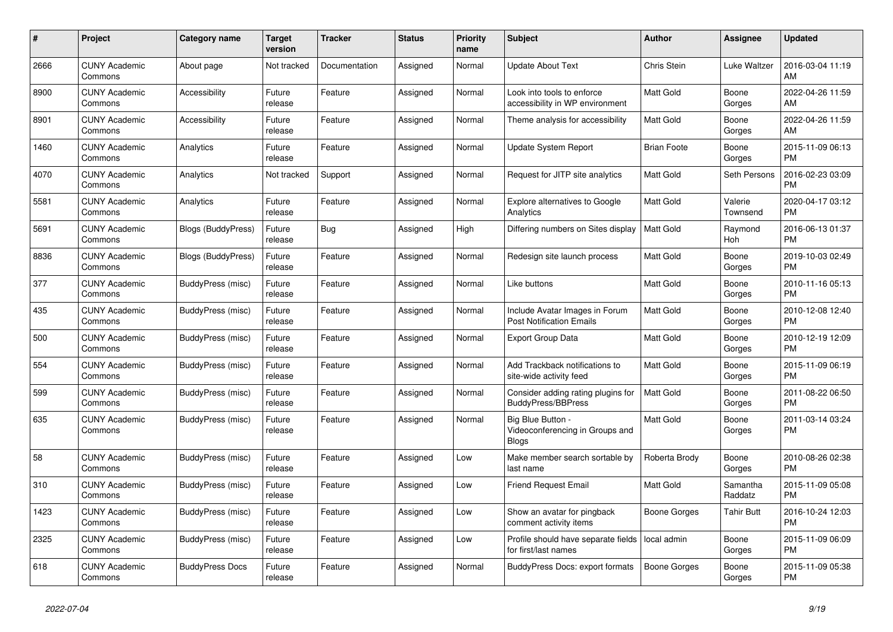| # | Project | Category name | Target version | Tracker | Status | Priority name | Subject | Author | Assignee | Updated |
|---|---|---|---|---|---|---|---|---|---|---|
| 2666 | CUNY Academic Commons | About page | Not tracked | Documentation | Assigned | Normal | Update About Text | Chris Stein | Luke Waltzer | 2016-03-04 11:19 AM |
| 8900 | CUNY Academic Commons | Accessibility | Future release | Feature | Assigned | Normal | Look into tools to enforce accessibility in WP environment | Matt Gold | Boone Gorges | 2022-04-26 11:59 AM |
| 8901 | CUNY Academic Commons | Accessibility | Future release | Feature | Assigned | Normal | Theme analysis for accessibility | Matt Gold | Boone Gorges | 2022-04-26 11:59 AM |
| 1460 | CUNY Academic Commons | Analytics | Future release | Feature | Assigned | Normal | Update System Report | Brian Foote | Boone Gorges | 2015-11-09 06:13 PM |
| 4070 | CUNY Academic Commons | Analytics | Not tracked | Support | Assigned | Normal | Request for JITP site analytics | Matt Gold | Seth Persons | 2016-02-23 03:09 PM |
| 5581 | CUNY Academic Commons | Analytics | Future release | Feature | Assigned | Normal | Explore alternatives to Google Analytics | Matt Gold | Valerie Townsend | 2020-04-17 03:12 PM |
| 5691 | CUNY Academic Commons | Blogs (BuddyPress) | Future release | Bug | Assigned | High | Differing numbers on Sites display | Matt Gold | Raymond Hoh | 2016-06-13 01:37 PM |
| 8836 | CUNY Academic Commons | Blogs (BuddyPress) | Future release | Feature | Assigned | Normal | Redesign site launch process | Matt Gold | Boone Gorges | 2019-10-03 02:49 PM |
| 377 | CUNY Academic Commons | BuddyPress (misc) | Future release | Feature | Assigned | Normal | Like buttons | Matt Gold | Boone Gorges | 2010-11-16 05:13 PM |
| 435 | CUNY Academic Commons | BuddyPress (misc) | Future release | Feature | Assigned | Normal | Include Avatar Images in Forum Post Notification Emails | Matt Gold | Boone Gorges | 2010-12-08 12:40 PM |
| 500 | CUNY Academic Commons | BuddyPress (misc) | Future release | Feature | Assigned | Normal | Export Group Data | Matt Gold | Boone Gorges | 2010-12-19 12:09 PM |
| 554 | CUNY Academic Commons | BuddyPress (misc) | Future release | Feature | Assigned | Normal | Add Trackback notifications to site-wide activity feed | Matt Gold | Boone Gorges | 2015-11-09 06:19 PM |
| 599 | CUNY Academic Commons | BuddyPress (misc) | Future release | Feature | Assigned | Normal | Consider adding rating plugins for BuddyPress/BBPress | Matt Gold | Boone Gorges | 2011-08-22 06:50 PM |
| 635 | CUNY Academic Commons | BuddyPress (misc) | Future release | Feature | Assigned | Normal | Big Blue Button - Videoconferencing in Groups and Blogs | Matt Gold | Boone Gorges | 2011-03-14 03:24 PM |
| 58 | CUNY Academic Commons | BuddyPress (misc) | Future release | Feature | Assigned | Low | Make member search sortable by last name | Roberta Brody | Boone Gorges | 2010-08-26 02:38 PM |
| 310 | CUNY Academic Commons | BuddyPress (misc) | Future release | Feature | Assigned | Low | Friend Request Email | Matt Gold | Samantha Raddatz | 2015-11-09 05:08 PM |
| 1423 | CUNY Academic Commons | BuddyPress (misc) | Future release | Feature | Assigned | Low | Show an avatar for pingback comment activity items | Boone Gorges | Tahir Butt | 2016-10-24 12:03 PM |
| 2325 | CUNY Academic Commons | BuddyPress (misc) | Future release | Feature | Assigned | Low | Profile should have separate fields for first/last names | local admin | Boone Gorges | 2015-11-09 06:09 PM |
| 618 | CUNY Academic Commons | BuddyPress Docs | Future release | Feature | Assigned | Normal | BuddyPress Docs: export formats | Boone Gorges | Boone Gorges | 2015-11-09 05:38 PM |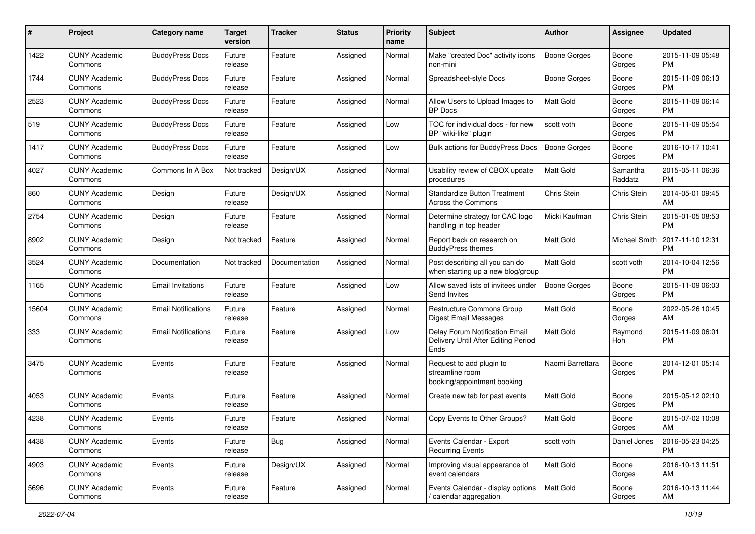| # | Project | Category name | Target version | Tracker | Status | Priority name | Subject | Author | Assignee | Updated |
|---|---|---|---|---|---|---|---|---|---|---|
| 1422 | CUNY Academic Commons | BuddyPress Docs | Future release | Feature | Assigned | Normal | Make "created Doc" activity icons non-mini | Boone Gorges | Boone Gorges | 2015-11-09 05:48 PM |
| 1744 | CUNY Academic Commons | BuddyPress Docs | Future release | Feature | Assigned | Normal | Spreadsheet-style Docs | Boone Gorges | Boone Gorges | 2015-11-09 06:13 PM |
| 2523 | CUNY Academic Commons | BuddyPress Docs | Future release | Feature | Assigned | Normal | Allow Users to Upload Images to BP Docs | Matt Gold | Boone Gorges | 2015-11-09 06:14 PM |
| 519 | CUNY Academic Commons | BuddyPress Docs | Future release | Feature | Assigned | Low | TOC for individual docs - for new BP "wiki-like" plugin | scott voth | Boone Gorges | 2015-11-09 05:54 PM |
| 1417 | CUNY Academic Commons | BuddyPress Docs | Future release | Feature | Assigned | Low | Bulk actions for BuddyPress Docs | Boone Gorges | Boone Gorges | 2016-10-17 10:41 PM |
| 4027 | CUNY Academic Commons | Commons In A Box | Not tracked | Design/UX | Assigned | Normal | Usability review of CBOX update procedures | Matt Gold | Samantha Raddatz | 2015-05-11 06:36 PM |
| 860 | CUNY Academic Commons | Design | Future release | Design/UX | Assigned | Normal | Standardize Button Treatment Across the Commons | Chris Stein | Chris Stein | 2014-05-01 09:45 AM |
| 2754 | CUNY Academic Commons | Design | Future release | Feature | Assigned | Normal | Determine strategy for CAC logo handling in top header | Micki Kaufman | Chris Stein | 2015-01-05 08:53 PM |
| 8902 | CUNY Academic Commons | Design | Not tracked | Feature | Assigned | Normal | Report back on research on BuddyPress themes | Matt Gold | Michael Smith | 2017-11-10 12:31 PM |
| 3524 | CUNY Academic Commons | Documentation | Not tracked | Documentation | Assigned | Normal | Post describing all you can do when starting up a new blog/group | Matt Gold | scott voth | 2014-10-04 12:56 PM |
| 1165 | CUNY Academic Commons | Email Invitations | Future release | Feature | Assigned | Low | Allow saved lists of invitees under Send Invites | Boone Gorges | Boone Gorges | 2015-11-09 06:03 PM |
| 15604 | CUNY Academic Commons | Email Notifications | Future release | Feature | Assigned | Normal | Restructure Commons Group Digest Email Messages | Matt Gold | Boone Gorges | 2022-05-26 10:45 AM |
| 333 | CUNY Academic Commons | Email Notifications | Future release | Feature | Assigned | Low | Delay Forum Notification Email Delivery Until After Editing Period Ends | Matt Gold | Raymond Hoh | 2015-11-09 06:01 PM |
| 3475 | CUNY Academic Commons | Events | Future release | Feature | Assigned | Normal | Request to add plugin to streamline room booking/appointment booking | Naomi Barrettara | Boone Gorges | 2014-12-01 05:14 PM |
| 4053 | CUNY Academic Commons | Events | Future release | Feature | Assigned | Normal | Create new tab for past events | Matt Gold | Boone Gorges | 2015-05-12 02:10 PM |
| 4238 | CUNY Academic Commons | Events | Future release | Feature | Assigned | Normal | Copy Events to Other Groups? | Matt Gold | Boone Gorges | 2015-07-02 10:08 AM |
| 4438 | CUNY Academic Commons | Events | Future release | Bug | Assigned | Normal | Events Calendar - Export Recurring Events | scott voth | Daniel Jones | 2016-05-23 04:25 PM |
| 4903 | CUNY Academic Commons | Events | Future release | Design/UX | Assigned | Normal | Improving visual appearance of event calendars | Matt Gold | Boone Gorges | 2016-10-13 11:51 AM |
| 5696 | CUNY Academic Commons | Events | Future release | Feature | Assigned | Normal | Events Calendar - display options / calendar aggregation | Matt Gold | Boone Gorges | 2016-10-13 11:44 AM |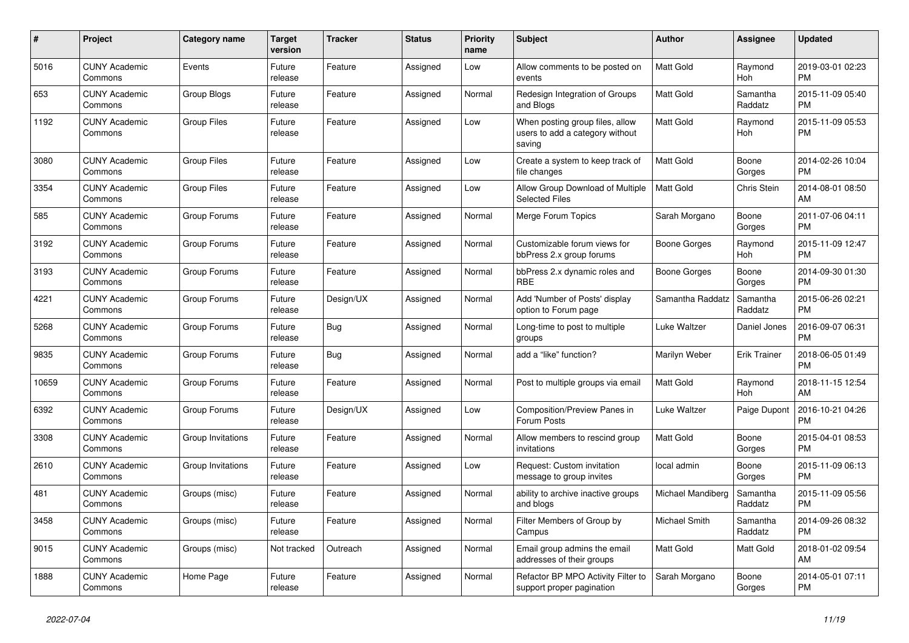| # | Project | Category name | Target version | Tracker | Status | Priority name | Subject | Author | Assignee | Updated |
|---|---|---|---|---|---|---|---|---|---|---|
| 5016 | CUNY Academic Commons | Events | Future release | Feature | Assigned | Low | Allow comments to be posted on events | Matt Gold | Raymond Hoh | 2019-03-01 02:23 PM |
| 653 | CUNY Academic Commons | Group Blogs | Future release | Feature | Assigned | Normal | Redesign Integration of Groups and Blogs | Matt Gold | Samantha Raddatz | 2015-11-09 05:40 PM |
| 1192 | CUNY Academic Commons | Group Files | Future release | Feature | Assigned | Low | When posting group files, allow users to add a category without saving | Matt Gold | Raymond Hoh | 2015-11-09 05:53 PM |
| 3080 | CUNY Academic Commons | Group Files | Future release | Feature | Assigned | Low | Create a system to keep track of file changes | Matt Gold | Boone Gorges | 2014-02-26 10:04 PM |
| 3354 | CUNY Academic Commons | Group Files | Future release | Feature | Assigned | Low | Allow Group Download of Multiple Selected Files | Matt Gold | Chris Stein | 2014-08-01 08:50 AM |
| 585 | CUNY Academic Commons | Group Forums | Future release | Feature | Assigned | Normal | Merge Forum Topics | Sarah Morgano | Boone Gorges | 2011-07-06 04:11 PM |
| 3192 | CUNY Academic Commons | Group Forums | Future release | Feature | Assigned | Normal | Customizable forum views for bbPress 2.x group forums | Boone Gorges | Raymond Hoh | 2015-11-09 12:47 PM |
| 3193 | CUNY Academic Commons | Group Forums | Future release | Feature | Assigned | Normal | bbPress 2.x dynamic roles and RBE | Boone Gorges | Boone Gorges | 2014-09-30 01:30 PM |
| 4221 | CUNY Academic Commons | Group Forums | Future release | Design/UX | Assigned | Normal | Add 'Number of Posts' display option to Forum page | Samantha Raddatz | Samantha Raddatz | 2015-06-26 02:21 PM |
| 5268 | CUNY Academic Commons | Group Forums | Future release | Bug | Assigned | Normal | Long-time to post to multiple groups | Luke Waltzer | Daniel Jones | 2016-09-07 06:31 PM |
| 9835 | CUNY Academic Commons | Group Forums | Future release | Bug | Assigned | Normal | add a "like" function? | Marilyn Weber | Erik Trainer | 2018-06-05 01:49 PM |
| 10659 | CUNY Academic Commons | Group Forums | Future release | Feature | Assigned | Normal | Post to multiple groups via email | Matt Gold | Raymond Hoh | 2018-11-15 12:54 AM |
| 6392 | CUNY Academic Commons | Group Forums | Future release | Design/UX | Assigned | Low | Composition/Preview Panes in Forum Posts | Luke Waltzer | Paige Dupont | 2016-10-21 04:26 PM |
| 3308 | CUNY Academic Commons | Group Invitations | Future release | Feature | Assigned | Normal | Allow members to rescind group invitations | Matt Gold | Boone Gorges | 2015-04-01 08:53 PM |
| 2610 | CUNY Academic Commons | Group Invitations | Future release | Feature | Assigned | Low | Request: Custom invitation message to group invites | local admin | Boone Gorges | 2015-11-09 06:13 PM |
| 481 | CUNY Academic Commons | Groups (misc) | Future release | Feature | Assigned | Normal | ability to archive inactive groups and blogs | Michael Mandiberg | Samantha Raddatz | 2015-11-09 05:56 PM |
| 3458 | CUNY Academic Commons | Groups (misc) | Future release | Feature | Assigned | Normal | Filter Members of Group by Campus | Michael Smith | Samantha Raddatz | 2014-09-26 08:32 PM |
| 9015 | CUNY Academic Commons | Groups (misc) | Not tracked | Outreach | Assigned | Normal | Email group admins the email addresses of their groups | Matt Gold | Matt Gold | 2018-01-02 09:54 AM |
| 1888 | CUNY Academic Commons | Home Page | Future release | Feature | Assigned | Normal | Refactor BP MPO Activity Filter to support proper pagination | Sarah Morgano | Boone Gorges | 2014-05-01 07:11 PM |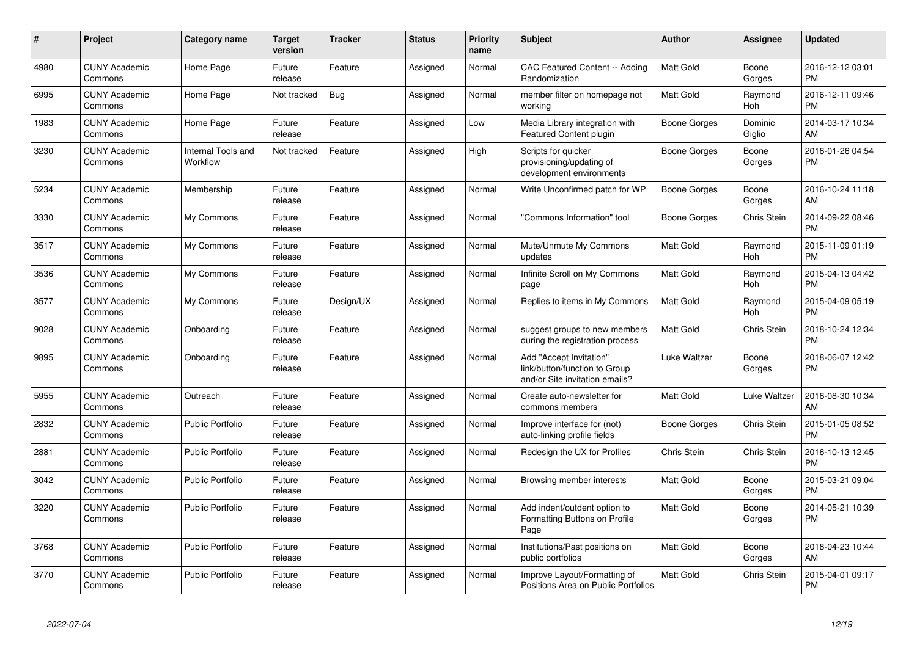| # | Project | Category name | Target version | Tracker | Status | Priority name | Subject | Author | Assignee | Updated |
|---|---|---|---|---|---|---|---|---|---|---|
| 4980 | CUNY Academic Commons | Home Page | Future release | Feature | Assigned | Normal | CAC Featured Content -- Adding Randomization | Matt Gold | Boone Gorges | 2016-12-12 03:01 PM |
| 6995 | CUNY Academic Commons | Home Page | Not tracked | Bug | Assigned | Normal | member filter on homepage not working | Matt Gold | Raymond Hoh | 2016-12-11 09:46 PM |
| 1983 | CUNY Academic Commons | Home Page | Future release | Feature | Assigned | Low | Media Library integration with Featured Content plugin | Boone Gorges | Dominic Giglio | 2014-03-17 10:34 AM |
| 3230 | CUNY Academic Commons | Internal Tools and Workflow | Not tracked | Feature | Assigned | High | Scripts for quicker provisioning/updating of development environments | Boone Gorges | Boone Gorges | 2016-01-26 04:54 PM |
| 5234 | CUNY Academic Commons | Membership | Future release | Feature | Assigned | Normal | Write Unconfirmed patch for WP | Boone Gorges | Boone Gorges | 2016-10-24 11:18 AM |
| 3330 | CUNY Academic Commons | My Commons | Future release | Feature | Assigned | Normal | "Commons Information" tool | Boone Gorges | Chris Stein | 2014-09-22 08:46 PM |
| 3517 | CUNY Academic Commons | My Commons | Future release | Feature | Assigned | Normal | Mute/Unmute My Commons updates | Matt Gold | Raymond Hoh | 2015-11-09 01:19 PM |
| 3536 | CUNY Academic Commons | My Commons | Future release | Feature | Assigned | Normal | Infinite Scroll on My Commons page | Matt Gold | Raymond Hoh | 2015-04-13 04:42 PM |
| 3577 | CUNY Academic Commons | My Commons | Future release | Design/UX | Assigned | Normal | Replies to items in My Commons | Matt Gold | Raymond Hoh | 2015-04-09 05:19 PM |
| 9028 | CUNY Academic Commons | Onboarding | Future release | Feature | Assigned | Normal | suggest groups to new members during the registration process | Matt Gold | Chris Stein | 2018-10-24 12:34 PM |
| 9895 | CUNY Academic Commons | Onboarding | Future release | Feature | Assigned | Normal | Add "Accept Invitation" link/button/function to Group and/or Site invitation emails? | Luke Waltzer | Boone Gorges | 2018-06-07 12:42 PM |
| 5955 | CUNY Academic Commons | Outreach | Future release | Feature | Assigned | Normal | Create auto-newsletter for commons members | Matt Gold | Luke Waltzer | 2016-08-30 10:34 AM |
| 2832 | CUNY Academic Commons | Public Portfolio | Future release | Feature | Assigned | Normal | Improve interface for (not) auto-linking profile fields | Boone Gorges | Chris Stein | 2015-01-05 08:52 PM |
| 2881 | CUNY Academic Commons | Public Portfolio | Future release | Feature | Assigned | Normal | Redesign the UX for Profiles | Chris Stein | Chris Stein | 2016-10-13 12:45 PM |
| 3042 | CUNY Academic Commons | Public Portfolio | Future release | Feature | Assigned | Normal | Browsing member interests | Matt Gold | Boone Gorges | 2015-03-21 09:04 PM |
| 3220 | CUNY Academic Commons | Public Portfolio | Future release | Feature | Assigned | Normal | Add indent/outdent option to Formatting Buttons on Profile Page | Matt Gold | Boone Gorges | 2014-05-21 10:39 PM |
| 3768 | CUNY Academic Commons | Public Portfolio | Future release | Feature | Assigned | Normal | Institutions/Past positions on public portfolios | Matt Gold | Boone Gorges | 2018-04-23 10:44 AM |
| 3770 | CUNY Academic Commons | Public Portfolio | Future release | Feature | Assigned | Normal | Improve Layout/Formatting of Positions Area on Public Portfolios | Matt Gold | Chris Stein | 2015-04-01 09:17 PM |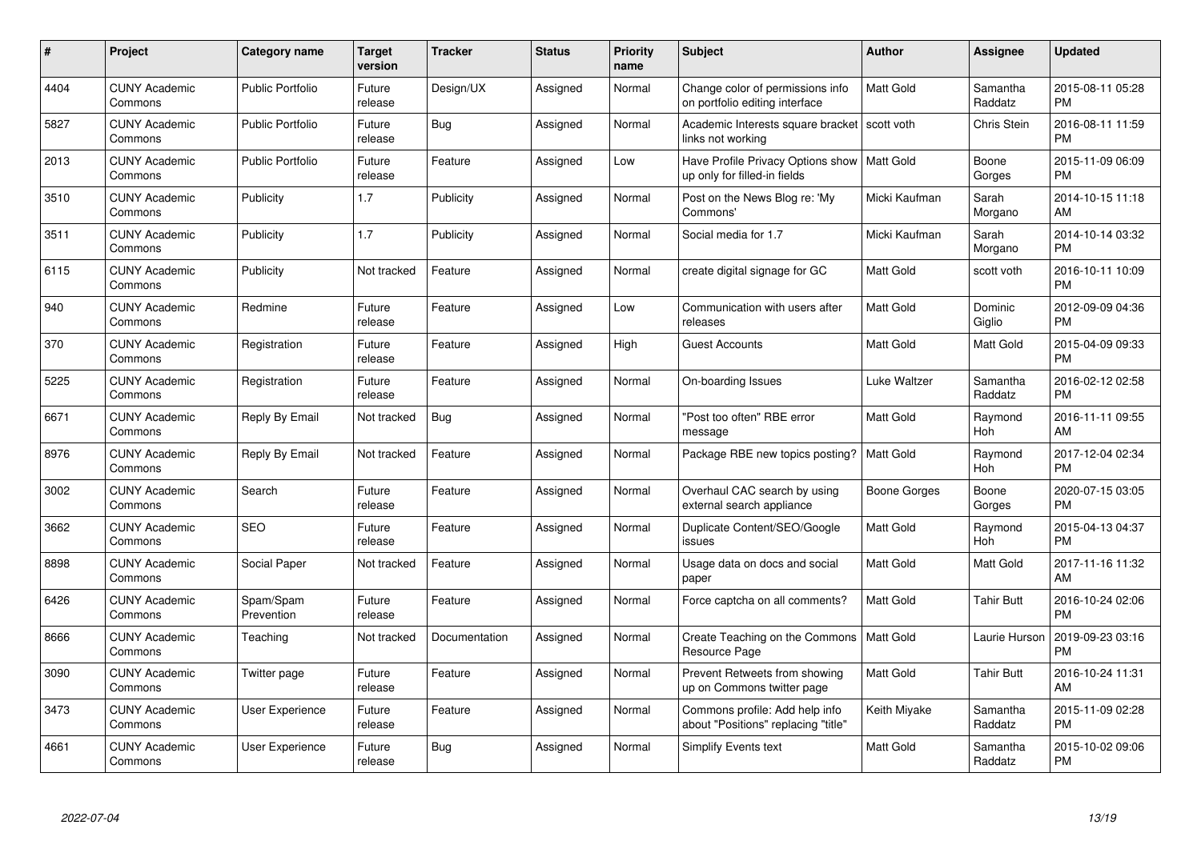| # | Project | Category name | Target version | Tracker | Status | Priority name | Subject | Author | Assignee | Updated |
|---|---|---|---|---|---|---|---|---|---|---|
| 4404 | CUNY Academic Commons | Public Portfolio | Future release | Design/UX | Assigned | Normal | Change color of permissions info on portfolio editing interface | Matt Gold | Samantha Raddatz | 2015-08-11 05:28 PM |
| 5827 | CUNY Academic Commons | Public Portfolio | Future release | Bug | Assigned | Normal | Academic Interests square bracket links not working | scott voth | Chris Stein | 2016-08-11 11:59 PM |
| 2013 | CUNY Academic Commons | Public Portfolio | Future release | Feature | Assigned | Low | Have Profile Privacy Options show up only for filled-in fields | Matt Gold | Boone Gorges | 2015-11-09 06:09 PM |
| 3510 | CUNY Academic Commons | Publicity | 1.7 | Publicity | Assigned | Normal | Post on the News Blog re: 'My Commons' | Micki Kaufman | Sarah Morgano | 2014-10-15 11:18 AM |
| 3511 | CUNY Academic Commons | Publicity | 1.7 | Publicity | Assigned | Normal | Social media for 1.7 | Micki Kaufman | Sarah Morgano | 2014-10-14 03:32 PM |
| 6115 | CUNY Academic Commons | Publicity | Not tracked | Feature | Assigned | Normal | create digital signage for GC | Matt Gold | scott voth | 2016-10-11 10:09 PM |
| 940 | CUNY Academic Commons | Redmine | Future release | Feature | Assigned | Low | Communication with users after releases | Matt Gold | Dominic Giglio | 2012-09-09 04:36 PM |
| 370 | CUNY Academic Commons | Registration | Future release | Feature | Assigned | High | Guest Accounts | Matt Gold | Matt Gold | 2015-04-09 09:33 PM |
| 5225 | CUNY Academic Commons | Registration | Future release | Feature | Assigned | Normal | On-boarding Issues | Luke Waltzer | Samantha Raddatz | 2016-02-12 02:58 PM |
| 6671 | CUNY Academic Commons | Reply By Email | Not tracked | Bug | Assigned | Normal | "Post too often" RBE error message | Matt Gold | Raymond Hoh | 2016-11-11 09:55 AM |
| 8976 | CUNY Academic Commons | Reply By Email | Not tracked | Feature | Assigned | Normal | Package RBE new topics posting? | Matt Gold | Raymond Hoh | 2017-12-04 02:34 PM |
| 3002 | CUNY Academic Commons | Search | Future release | Feature | Assigned | Normal | Overhaul CAC search by using external search appliance | Boone Gorges | Boone Gorges | 2020-07-15 03:05 PM |
| 3662 | CUNY Academic Commons | SEO | Future release | Feature | Assigned | Normal | Duplicate Content/SEO/Google issues | Matt Gold | Raymond Hoh | 2015-04-13 04:37 PM |
| 8898 | CUNY Academic Commons | Social Paper | Not tracked | Feature | Assigned | Normal | Usage data on docs and social paper | Matt Gold | Matt Gold | 2017-11-16 11:32 AM |
| 6426 | CUNY Academic Commons | Spam/Spam Prevention | Future release | Feature | Assigned | Normal | Force captcha on all comments? | Matt Gold | Tahir Butt | 2016-10-24 02:06 PM |
| 8666 | CUNY Academic Commons | Teaching | Not tracked | Documentation | Assigned | Normal | Create Teaching on the Commons Resource Page | Matt Gold | Laurie Hurson | 2019-09-23 03:16 PM |
| 3090 | CUNY Academic Commons | Twitter page | Future release | Feature | Assigned | Normal | Prevent Retweets from showing up on Commons twitter page | Matt Gold | Tahir Butt | 2016-10-24 11:31 AM |
| 3473 | CUNY Academic Commons | User Experience | Future release | Feature | Assigned | Normal | Commons profile: Add help info about "Positions" replacing "title" | Keith Miyake | Samantha Raddatz | 2015-11-09 02:28 PM |
| 4661 | CUNY Academic Commons | User Experience | Future release | Bug | Assigned | Normal | Simplify Events text | Matt Gold | Samantha Raddatz | 2015-10-02 09:06 PM |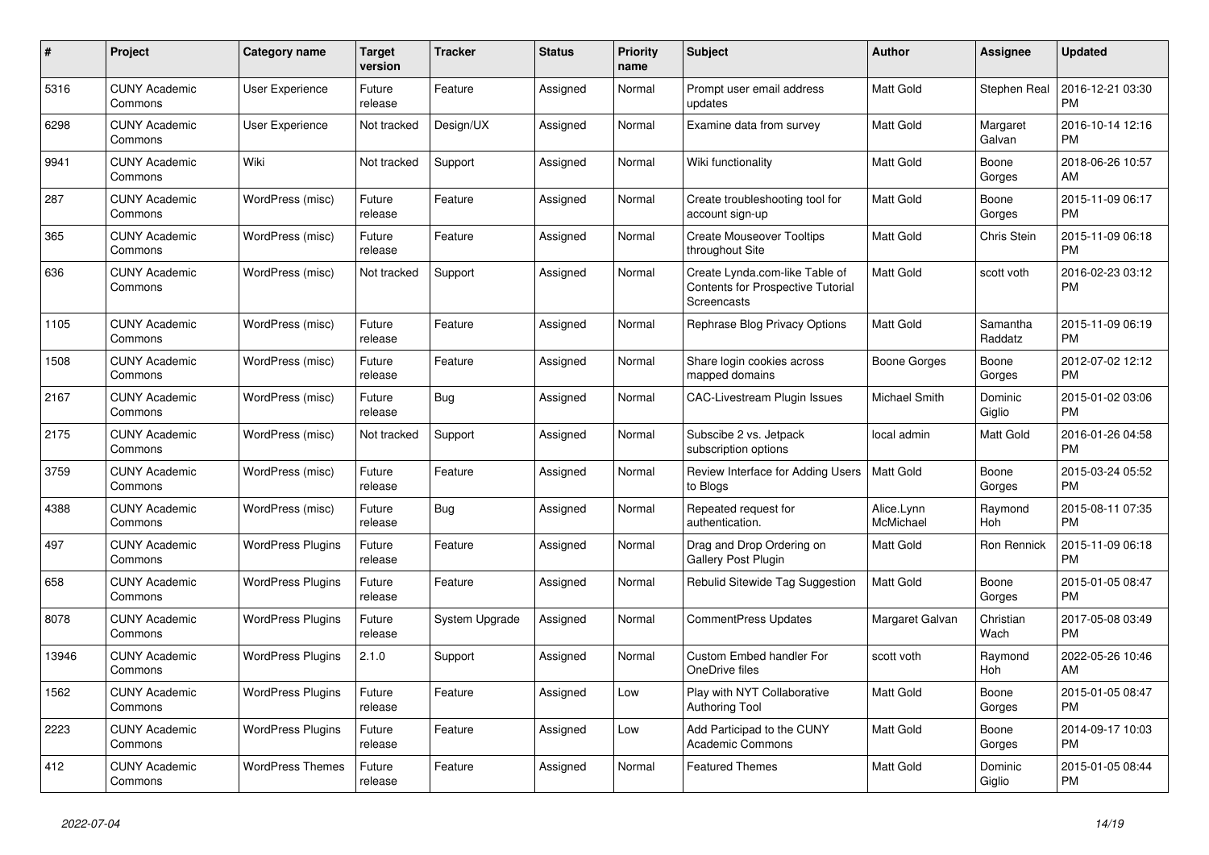| # | Project | Category name | Target version | Tracker | Status | Priority name | Subject | Author | Assignee | Updated |
|---|---|---|---|---|---|---|---|---|---|---|
| 5316 | CUNY Academic Commons | User Experience | Future release | Feature | Assigned | Normal | Prompt user email address updates | Matt Gold | Stephen Real | 2016-12-21 03:30 PM |
| 6298 | CUNY Academic Commons | User Experience | Not tracked | Design/UX | Assigned | Normal | Examine data from survey | Matt Gold | Margaret Galvan | 2016-10-14 12:16 PM |
| 9941 | CUNY Academic Commons | Wiki | Not tracked | Support | Assigned | Normal | Wiki functionality | Matt Gold | Boone Gorges | 2018-06-26 10:57 AM |
| 287 | CUNY Academic Commons | WordPress (misc) | Future release | Feature | Assigned | Normal | Create troubleshooting tool for account sign-up | Matt Gold | Boone Gorges | 2015-11-09 06:17 PM |
| 365 | CUNY Academic Commons | WordPress (misc) | Future release | Feature | Assigned | Normal | Create Mouseover Tooltips throughout Site | Matt Gold | Chris Stein | 2015-11-09 06:18 PM |
| 636 | CUNY Academic Commons | WordPress (misc) | Not tracked | Support | Assigned | Normal | Create Lynda.com-like Table of Contents for Prospective Tutorial Screencasts | Matt Gold | scott voth | 2016-02-23 03:12 PM |
| 1105 | CUNY Academic Commons | WordPress (misc) | Future release | Feature | Assigned | Normal | Rephrase Blog Privacy Options | Matt Gold | Samantha Raddatz | 2015-11-09 06:19 PM |
| 1508 | CUNY Academic Commons | WordPress (misc) | Future release | Feature | Assigned | Normal | Share login cookies across mapped domains | Boone Gorges | Boone Gorges | 2012-07-02 12:12 PM |
| 2167 | CUNY Academic Commons | WordPress (misc) | Future release | Bug | Assigned | Normal | CAC-Livestream Plugin Issues | Michael Smith | Dominic Giglio | 2015-01-02 03:06 PM |
| 2175 | CUNY Academic Commons | WordPress (misc) | Not tracked | Support | Assigned | Normal | Subscibe 2 vs. Jetpack subscription options | local admin | Matt Gold | 2016-01-26 04:58 PM |
| 3759 | CUNY Academic Commons | WordPress (misc) | Future release | Feature | Assigned | Normal | Review Interface for Adding Users to Blogs | Matt Gold | Boone Gorges | 2015-03-24 05:52 PM |
| 4388 | CUNY Academic Commons | WordPress (misc) | Future release | Bug | Assigned | Normal | Repeated request for authentication. | Alice.Lynn McMichael | Raymond Hoh | 2015-08-11 07:35 PM |
| 497 | CUNY Academic Commons | WordPress Plugins | Future release | Feature | Assigned | Normal | Drag and Drop Ordering on Gallery Post Plugin | Matt Gold | Ron Rennick | 2015-11-09 06:18 PM |
| 658 | CUNY Academic Commons | WordPress Plugins | Future release | Feature | Assigned | Normal | Rebulid Sitewide Tag Suggestion | Matt Gold | Boone Gorges | 2015-01-05 08:47 PM |
| 8078 | CUNY Academic Commons | WordPress Plugins | Future release | System Upgrade | Assigned | Normal | CommentPress Updates | Margaret Galvan | Christian Wach | 2017-05-08 03:49 PM |
| 13946 | CUNY Academic Commons | WordPress Plugins | 2.1.0 | Support | Assigned | Normal | Custom Embed handler For OneDrive files | scott voth | Raymond Hoh | 2022-05-26 10:46 AM |
| 1562 | CUNY Academic Commons | WordPress Plugins | Future release | Feature | Assigned | Low | Play with NYT Collaborative Authoring Tool | Matt Gold | Boone Gorges | 2015-01-05 08:47 PM |
| 2223 | CUNY Academic Commons | WordPress Plugins | Future release | Feature | Assigned | Low | Add Participad to the CUNY Academic Commons | Matt Gold | Boone Gorges | 2014-09-17 10:03 PM |
| 412 | CUNY Academic Commons | WordPress Themes | Future release | Feature | Assigned | Normal | Featured Themes | Matt Gold | Dominic Giglio | 2015-01-05 08:44 PM |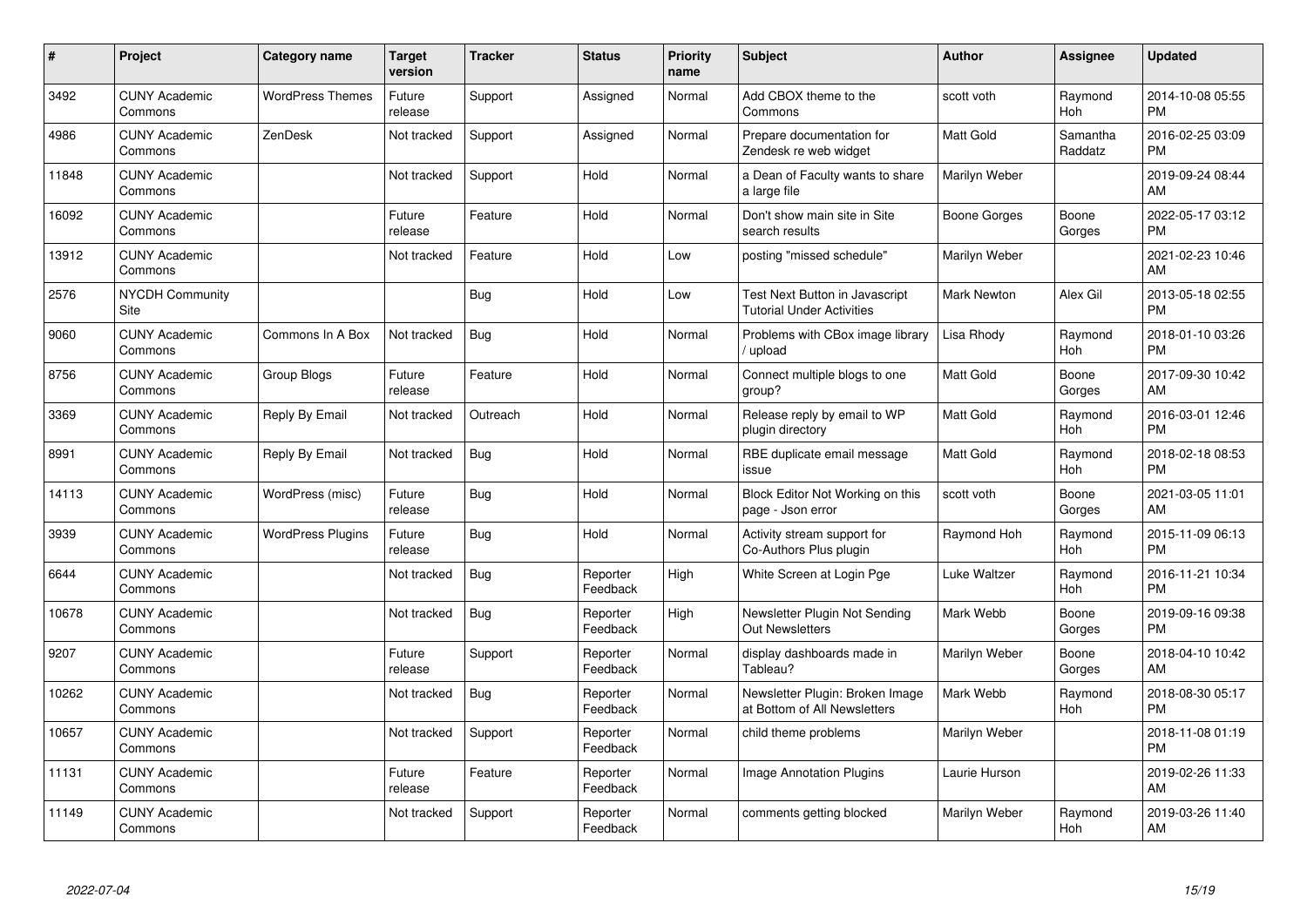| # | Project | Category name | Target version | Tracker | Status | Priority name | Subject | Author | Assignee | Updated |
|---|---|---|---|---|---|---|---|---|---|---|
| 3492 | CUNY Academic Commons | WordPress Themes | Future release | Support | Assigned | Normal | Add CBOX theme to the Commons | scott voth | Raymond Hoh | 2014-10-08 05:55 PM |
| 4986 | CUNY Academic Commons | ZenDesk | Not tracked | Support | Assigned | Normal | Prepare documentation for Zendesk re web widget | Matt Gold | Samantha Raddatz | 2016-02-25 03:09 PM |
| 11848 | CUNY Academic Commons | | Not tracked | Support | Hold | Normal | a Dean of Faculty wants to share a large file | Marilyn Weber | | 2019-09-24 08:44 AM |
| 16092 | CUNY Academic Commons | | Future release | Feature | Hold | Normal | Don't show main site in Site search results | Boone Gorges | Boone Gorges | 2022-05-17 03:12 PM |
| 13912 | CUNY Academic Commons | | Not tracked | Feature | Hold | Low | posting "missed schedule" | Marilyn Weber | | 2021-02-23 10:46 AM |
| 2576 | NYCDH Community Site | | | Bug | Hold | Low | Test Next Button in Javascript Tutorial Under Activities | Mark Newton | Alex Gil | 2013-05-18 02:55 PM |
| 9060 | CUNY Academic Commons | Commons In A Box | Not tracked | Bug | Hold | Normal | Problems with CBox image library / upload | Lisa Rhody | Raymond Hoh | 2018-01-10 03:26 PM |
| 8756 | CUNY Academic Commons | Group Blogs | Future release | Feature | Hold | Normal | Connect multiple blogs to one group? | Matt Gold | Boone Gorges | 2017-09-30 10:42 AM |
| 3369 | CUNY Academic Commons | Reply By Email | Not tracked | Outreach | Hold | Normal | Release reply by email to WP plugin directory | Matt Gold | Raymond Hoh | 2016-03-01 12:46 PM |
| 8991 | CUNY Academic Commons | Reply By Email | Not tracked | Bug | Hold | Normal | RBE duplicate email message issue | Matt Gold | Raymond Hoh | 2018-02-18 08:53 PM |
| 14113 | CUNY Academic Commons | WordPress (misc) | Future release | Bug | Hold | Normal | Block Editor Not Working on this page - Json error | scott voth | Boone Gorges | 2021-03-05 11:01 AM |
| 3939 | CUNY Academic Commons | WordPress Plugins | Future release | Bug | Hold | Normal | Activity stream support for Co-Authors Plus plugin | Raymond Hoh | Raymond Hoh | 2015-11-09 06:13 PM |
| 6644 | CUNY Academic Commons | | Not tracked | Bug | Reporter Feedback | High | White Screen at Login Pge | Luke Waltzer | Raymond Hoh | 2016-11-21 10:34 PM |
| 10678 | CUNY Academic Commons | | Not tracked | Bug | Reporter Feedback | High | Newsletter Plugin Not Sending Out Newsletters | Mark Webb | Boone Gorges | 2019-09-16 09:38 PM |
| 9207 | CUNY Academic Commons | | Future release | Support | Reporter Feedback | Normal | display dashboards made in Tableau? | Marilyn Weber | Boone Gorges | 2018-04-10 10:42 AM |
| 10262 | CUNY Academic Commons | | Not tracked | Bug | Reporter Feedback | Normal | Newsletter Plugin: Broken Image at Bottom of All Newsletters | Mark Webb | Raymond Hoh | 2018-08-30 05:17 PM |
| 10657 | CUNY Academic Commons | | Not tracked | Support | Reporter Feedback | Normal | child theme problems | Marilyn Weber | | 2018-11-08 01:19 PM |
| 11131 | CUNY Academic Commons | | Future release | Feature | Reporter Feedback | Normal | Image Annotation Plugins | Laurie Hurson | | 2019-02-26 11:33 AM |
| 11149 | CUNY Academic Commons | | Not tracked | Support | Reporter Feedback | Normal | comments getting blocked | Marilyn Weber | Raymond Hoh | 2019-03-26 11:40 AM |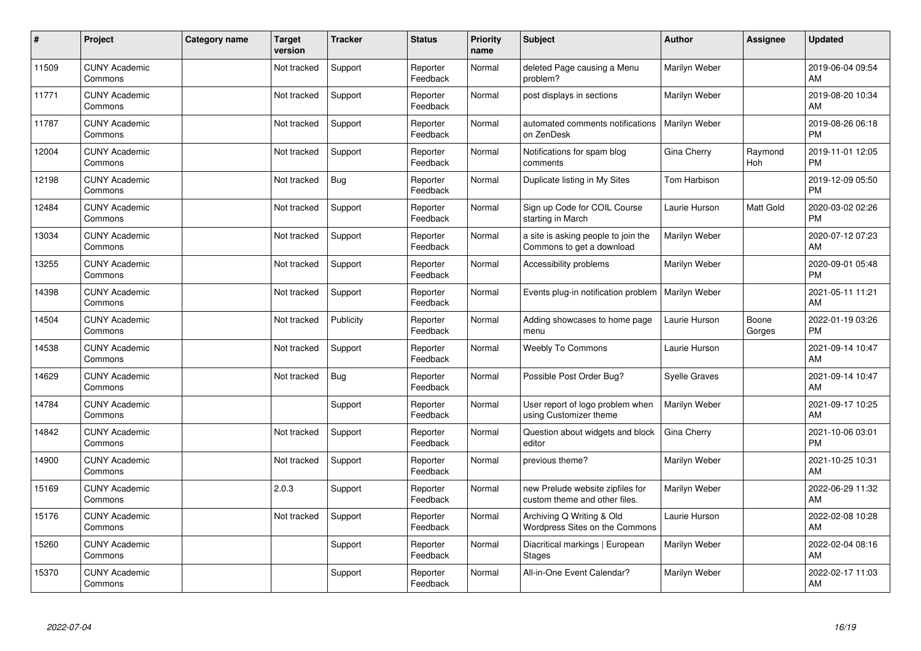| # | Project | Category name | Target version | Tracker | Status | Priority name | Subject | Author | Assignee | Updated |
|---|---|---|---|---|---|---|---|---|---|---|
| 11509 | CUNY Academic Commons | | Not tracked | Support | Reporter Feedback | Normal | deleted Page causing a Menu problem? | Marilyn Weber | | 2019-06-04 09:54 AM |
| 11771 | CUNY Academic Commons | | Not tracked | Support | Reporter Feedback | Normal | post displays in sections | Marilyn Weber | | 2019-08-20 10:34 AM |
| 11787 | CUNY Academic Commons | | Not tracked | Support | Reporter Feedback | Normal | automated comments notifications on ZenDesk | Marilyn Weber | | 2019-08-26 06:18 PM |
| 12004 | CUNY Academic Commons | | Not tracked | Support | Reporter Feedback | Normal | Notifications for spam blog comments | Gina Cherry | Raymond Hoh | 2019-11-01 12:05 PM |
| 12198 | CUNY Academic Commons | | Not tracked | Bug | Reporter Feedback | Normal | Duplicate listing in My Sites | Tom Harbison | | 2019-12-09 05:50 PM |
| 12484 | CUNY Academic Commons | | Not tracked | Support | Reporter Feedback | Normal | Sign up Code for COIL Course starting in March | Laurie Hurson | Matt Gold | 2020-03-02 02:26 PM |
| 13034 | CUNY Academic Commons | | Not tracked | Support | Reporter Feedback | Normal | a site is asking people to join the Commons to get a download | Marilyn Weber | | 2020-07-12 07:23 AM |
| 13255 | CUNY Academic Commons | | Not tracked | Support | Reporter Feedback | Normal | Accessibility problems | Marilyn Weber | | 2020-09-01 05:48 PM |
| 14398 | CUNY Academic Commons | | Not tracked | Support | Reporter Feedback | Normal | Events plug-in notification problem | Marilyn Weber | | 2021-05-11 11:21 AM |
| 14504 | CUNY Academic Commons | | Not tracked | Publicity | Reporter Feedback | Normal | Adding showcases to home page menu | Laurie Hurson | Boone Gorges | 2022-01-19 03:26 PM |
| 14538 | CUNY Academic Commons | | Not tracked | Support | Reporter Feedback | Normal | Weebly To Commons | Laurie Hurson | | 2021-09-14 10:47 AM |
| 14629 | CUNY Academic Commons | | Not tracked | Bug | Reporter Feedback | Normal | Possible Post Order Bug? | Syelle Graves | | 2021-09-14 10:47 AM |
| 14784 | CUNY Academic Commons | | | Support | Reporter Feedback | Normal | User report of logo problem when using Customizer theme | Marilyn Weber | | 2021-09-17 10:25 AM |
| 14842 | CUNY Academic Commons | | Not tracked | Support | Reporter Feedback | Normal | Question about widgets and block editor | Gina Cherry | | 2021-10-06 03:01 PM |
| 14900 | CUNY Academic Commons | | Not tracked | Support | Reporter Feedback | Normal | previous theme? | Marilyn Weber | | 2021-10-25 10:31 AM |
| 15169 | CUNY Academic Commons | | 2.0.3 | Support | Reporter Feedback | Normal | new Prelude website zipfiles for custom theme and other files. | Marilyn Weber | | 2022-06-29 11:32 AM |
| 15176 | CUNY Academic Commons | | Not tracked | Support | Reporter Feedback | Normal | Archiving Q Writing & Old Wordpress Sites on the Commons | Laurie Hurson | | 2022-02-08 10:28 AM |
| 15260 | CUNY Academic Commons | | | Support | Reporter Feedback | Normal | Diacritical markings \| European Stages | Marilyn Weber | | 2022-02-04 08:16 AM |
| 15370 | CUNY Academic Commons | | | Support | Reporter Feedback | Normal | All-in-One Event Calendar? | Marilyn Weber | | 2022-02-17 11:03 AM |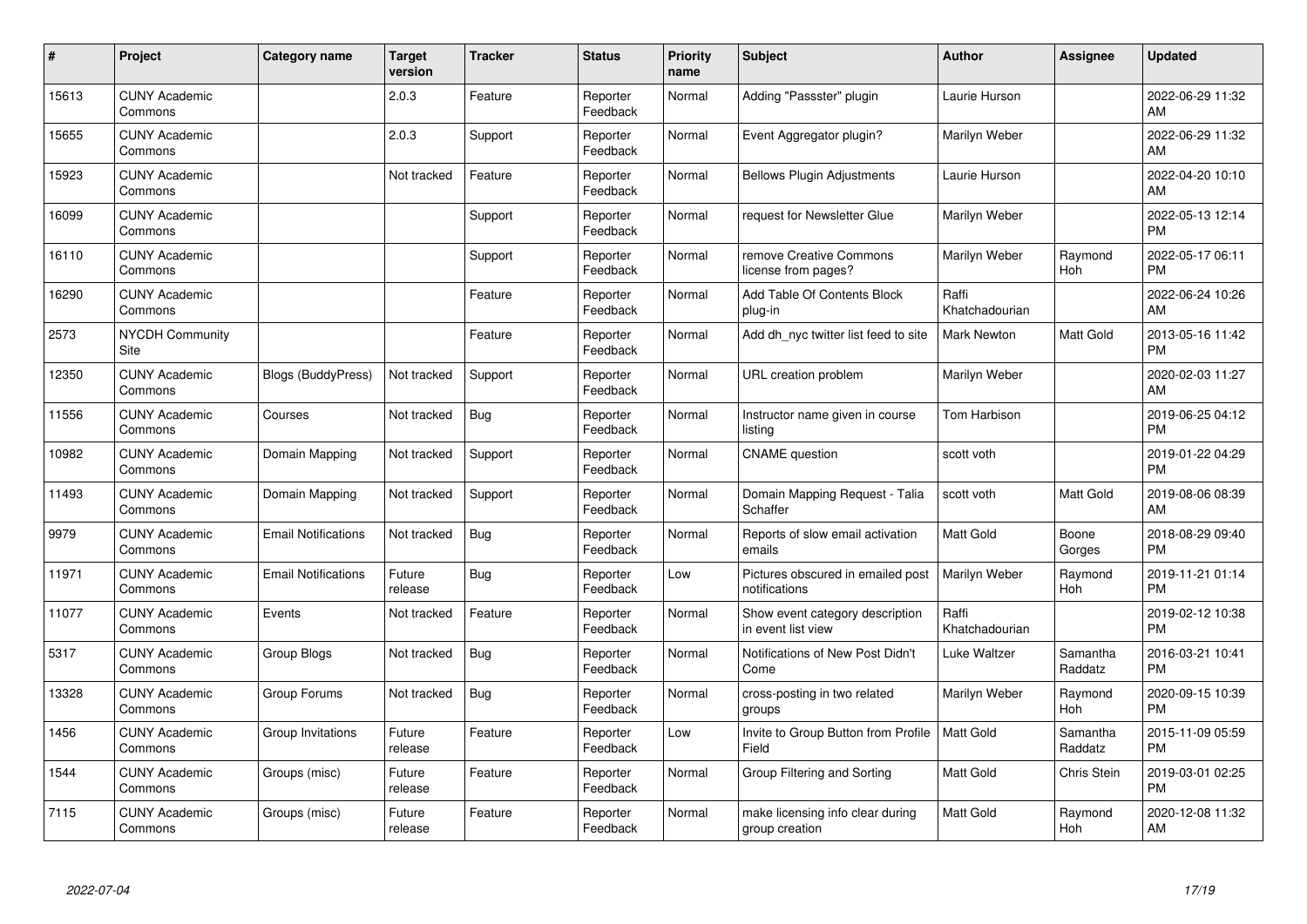| # | Project | Category name | Target version | Tracker | Status | Priority name | Subject | Author | Assignee | Updated |
|---|---|---|---|---|---|---|---|---|---|---|
| 15613 | CUNY Academic Commons | | 2.0.3 | Feature | Reporter Feedback | Normal | Adding "Passster" plugin | Laurie Hurson | | 2022-06-29 11:32 AM |
| 15655 | CUNY Academic Commons | | 2.0.3 | Support | Reporter Feedback | Normal | Event Aggregator plugin? | Marilyn Weber | | 2022-06-29 11:32 AM |
| 15923 | CUNY Academic Commons | | Not tracked | Feature | Reporter Feedback | Normal | Bellows Plugin Adjustments | Laurie Hurson | | 2022-04-20 10:10 AM |
| 16099 | CUNY Academic Commons | | | Support | Reporter Feedback | Normal | request for Newsletter Glue | Marilyn Weber | | 2022-05-13 12:14 PM |
| 16110 | CUNY Academic Commons | | | Support | Reporter Feedback | Normal | remove Creative Commons license from pages? | Marilyn Weber | Raymond Hoh | 2022-05-17 06:11 PM |
| 16290 | CUNY Academic Commons | | | Feature | Reporter Feedback | Normal | Add Table Of Contents Block plug-in | Raffi Khatchadourian | | 2022-06-24 10:26 AM |
| 2573 | NYCDH Community Site | | | Feature | Reporter Feedback | Normal | Add dh_nyc twitter list feed to site | Mark Newton | Matt Gold | 2013-05-16 11:42 PM |
| 12350 | CUNY Academic Commons | Blogs (BuddyPress) | Not tracked | Support | Reporter Feedback | Normal | URL creation problem | Marilyn Weber | | 2020-02-03 11:27 AM |
| 11556 | CUNY Academic Commons | Courses | Not tracked | Bug | Reporter Feedback | Normal | Instructor name given in course listing | Tom Harbison | | 2019-06-25 04:12 PM |
| 10982 | CUNY Academic Commons | Domain Mapping | Not tracked | Support | Reporter Feedback | Normal | CNAME question | scott voth | | 2019-01-22 04:29 PM |
| 11493 | CUNY Academic Commons | Domain Mapping | Not tracked | Support | Reporter Feedback | Normal | Domain Mapping Request - Talia Schaffer | scott voth | Matt Gold | 2019-08-06 08:39 AM |
| 9979 | CUNY Academic Commons | Email Notifications | Not tracked | Bug | Reporter Feedback | Normal | Reports of slow email activation emails | Matt Gold | Boone Gorges | 2018-08-29 09:40 PM |
| 11971 | CUNY Academic Commons | Email Notifications | Future release | Bug | Reporter Feedback | Low | Pictures obscured in emailed post notifications | Marilyn Weber | Raymond Hoh | 2019-11-21 01:14 PM |
| 11077 | CUNY Academic Commons | Events | Not tracked | Feature | Reporter Feedback | Normal | Show event category description in event list view | Raffi Khatchadourian | | 2019-02-12 10:38 PM |
| 5317 | CUNY Academic Commons | Group Blogs | Not tracked | Bug | Reporter Feedback | Normal | Notifications of New Post Didn't Come | Luke Waltzer | Samantha Raddatz | 2016-03-21 10:41 PM |
| 13328 | CUNY Academic Commons | Group Forums | Not tracked | Bug | Reporter Feedback | Normal | cross-posting in two related groups | Marilyn Weber | Raymond Hoh | 2020-09-15 10:39 PM |
| 1456 | CUNY Academic Commons | Group Invitations | Future release | Feature | Reporter Feedback | Low | Invite to Group Button from Profile Field | Matt Gold | Samantha Raddatz | 2015-11-09 05:59 PM |
| 1544 | CUNY Academic Commons | Groups (misc) | Future release | Feature | Reporter Feedback | Normal | Group Filtering and Sorting | Matt Gold | Chris Stein | 2019-03-01 02:25 PM |
| 7115 | CUNY Academic Commons | Groups (misc) | Future release | Feature | Reporter Feedback | Normal | make licensing info clear during group creation | Matt Gold | Raymond Hoh | 2020-12-08 11:32 AM |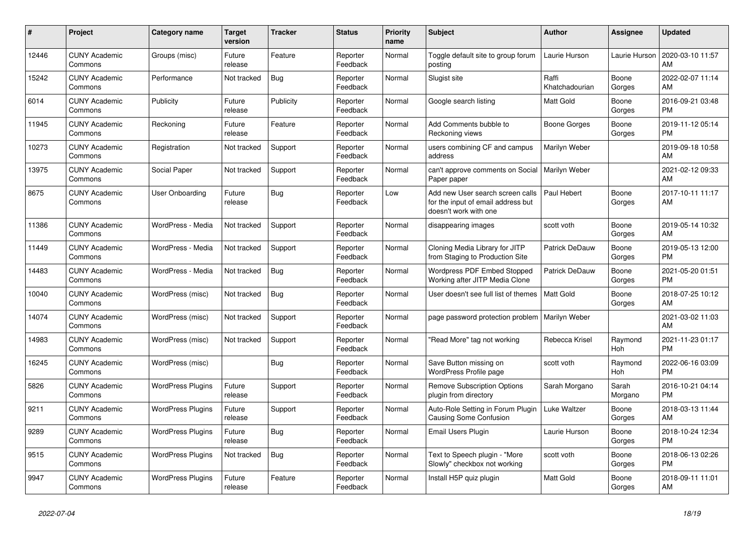| # | Project | Category name | Target version | Tracker | Status | Priority name | Subject | Author | Assignee | Updated |
|---|---|---|---|---|---|---|---|---|---|---|
| 12446 | CUNY Academic Commons | Groups (misc) | Future release | Feature | Reporter Feedback | Normal | Toggle default site to group forum posting | Laurie Hurson | Laurie Hurson | 2020-03-10 11:57 AM |
| 15242 | CUNY Academic Commons | Performance | Not tracked | Bug | Reporter Feedback | Normal | Slugist site | Raffi Khatchadourian | Boone Gorges | 2022-02-07 11:14 AM |
| 6014 | CUNY Academic Commons | Publicity | Future release | Publicity | Reporter Feedback | Normal | Google search listing | Matt Gold | Boone Gorges | 2016-09-21 03:48 PM |
| 11945 | CUNY Academic Commons | Reckoning | Future release | Feature | Reporter Feedback | Normal | Add Comments bubble to Reckoning views | Boone Gorges | Boone Gorges | 2019-11-12 05:14 PM |
| 10273 | CUNY Academic Commons | Registration | Not tracked | Support | Reporter Feedback | Normal | users combining CF and campus address | Marilyn Weber | | 2019-09-18 10:58 AM |
| 13975 | CUNY Academic Commons | Social Paper | Not tracked | Support | Reporter Feedback | Normal | can't approve comments on Social Paper paper | Marilyn Weber | | 2021-02-12 09:33 AM |
| 8675 | CUNY Academic Commons | User Onboarding | Future release | Bug | Reporter Feedback | Low | Add new User search screen calls for the input of email address but doesn't work with one | Paul Hebert | Boone Gorges | 2017-10-11 11:17 AM |
| 11386 | CUNY Academic Commons | WordPress - Media | Not tracked | Support | Reporter Feedback | Normal | disappearing images | scott voth | Boone Gorges | 2019-05-14 10:32 AM |
| 11449 | CUNY Academic Commons | WordPress - Media | Not tracked | Support | Reporter Feedback | Normal | Cloning Media Library for JITP from Staging to Production Site | Patrick DeDauw | Boone Gorges | 2019-05-13 12:00 PM |
| 14483 | CUNY Academic Commons | WordPress - Media | Not tracked | Bug | Reporter Feedback | Normal | Wordpress PDF Embed Stopped Working after JITP Media Clone | Patrick DeDauw | Boone Gorges | 2021-05-20 01:51 PM |
| 10040 | CUNY Academic Commons | WordPress (misc) | Not tracked | Bug | Reporter Feedback | Normal | User doesn't see full list of themes | Matt Gold | Boone Gorges | 2018-07-25 10:12 AM |
| 14074 | CUNY Academic Commons | WordPress (misc) | Not tracked | Support | Reporter Feedback | Normal | page password protection problem | Marilyn Weber | | 2021-03-02 11:03 AM |
| 14983 | CUNY Academic Commons | WordPress (misc) | Not tracked | Support | Reporter Feedback | Normal | "Read More" tag not working | Rebecca Krisel | Raymond Hoh | 2021-11-23 01:17 PM |
| 16245 | CUNY Academic Commons | WordPress (misc) | | Bug | Reporter Feedback | Normal | Save Button missing on WordPress Profile page | scott voth | Raymond Hoh | 2022-06-16 03:09 PM |
| 5826 | CUNY Academic Commons | WordPress Plugins | Future release | Support | Reporter Feedback | Normal | Remove Subscription Options plugin from directory | Sarah Morgano | Sarah Morgano | 2016-10-21 04:14 PM |
| 9211 | CUNY Academic Commons | WordPress Plugins | Future release | Support | Reporter Feedback | Normal | Auto-Role Setting in Forum Plugin Causing Some Confusion | Luke Waltzer | Boone Gorges | 2018-03-13 11:44 AM |
| 9289 | CUNY Academic Commons | WordPress Plugins | Future release | Bug | Reporter Feedback | Normal | Email Users Plugin | Laurie Hurson | Boone Gorges | 2018-10-24 12:34 PM |
| 9515 | CUNY Academic Commons | WordPress Plugins | Not tracked | Bug | Reporter Feedback | Normal | Text to Speech plugin - "More Slowly" checkbox not working | scott voth | Boone Gorges | 2018-06-13 02:26 PM |
| 9947 | CUNY Academic Commons | WordPress Plugins | Future release | Feature | Reporter Feedback | Normal | Install H5P quiz plugin | Matt Gold | Boone Gorges | 2018-09-11 11:01 AM |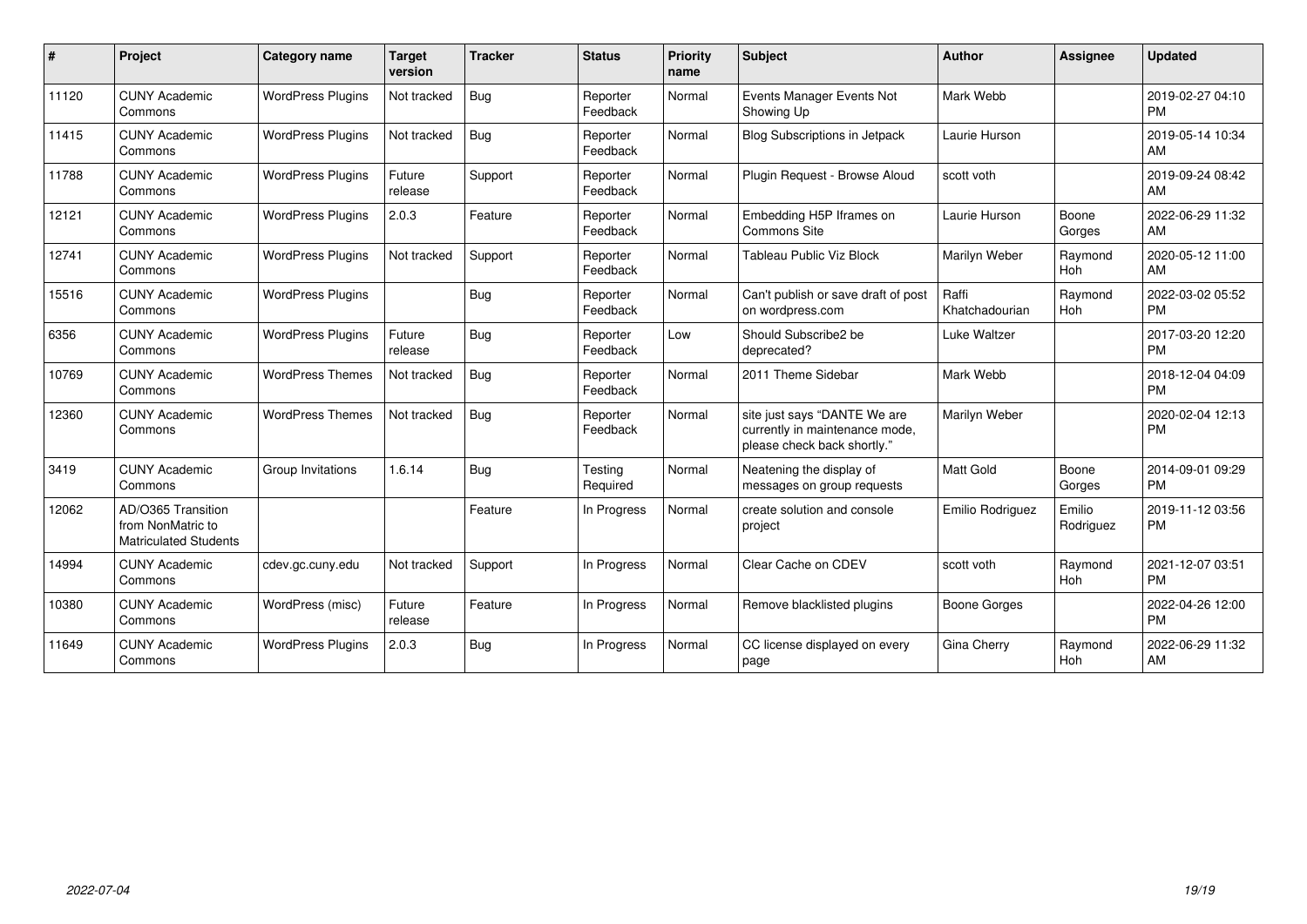| # | Project | Category name | Target version | Tracker | Status | Priority name | Subject | Author | Assignee | Updated |
|---|---|---|---|---|---|---|---|---|---|---|
| 11120 | CUNY Academic Commons | WordPress Plugins | Not tracked | Bug | Reporter Feedback | Normal | Events Manager Events Not Showing Up | Mark Webb | | 2019-02-27 04:10 PM |
| 11415 | CUNY Academic Commons | WordPress Plugins | Not tracked | Bug | Reporter Feedback | Normal | Blog Subscriptions in Jetpack | Laurie Hurson | | 2019-05-14 10:34 AM |
| 11788 | CUNY Academic Commons | WordPress Plugins | Future release | Support | Reporter Feedback | Normal | Plugin Request - Browse Aloud | scott voth | | 2019-09-24 08:42 AM |
| 12121 | CUNY Academic Commons | WordPress Plugins | 2.0.3 | Feature | Reporter Feedback | Normal | Embedding H5P Iframes on Commons Site | Laurie Hurson | Boone Gorges | 2022-06-29 11:32 AM |
| 12741 | CUNY Academic Commons | WordPress Plugins | Not tracked | Support | Reporter Feedback | Normal | Tableau Public Viz Block | Marilyn Weber | Raymond Hoh | 2020-05-12 11:00 AM |
| 15516 | CUNY Academic Commons | WordPress Plugins | | Bug | Reporter Feedback | Normal | Can't publish or save draft of post on wordpress.com | Raffi Khatchadourian | Raymond Hoh | 2022-03-02 05:52 PM |
| 6356 | CUNY Academic Commons | WordPress Plugins | Future release | Bug | Reporter Feedback | Low | Should Subscribe2 be deprecated? | Luke Waltzer | | 2017-03-20 12:20 PM |
| 10769 | CUNY Academic Commons | WordPress Themes | Not tracked | Bug | Reporter Feedback | Normal | 2011 Theme Sidebar | Mark Webb | | 2018-12-04 04:09 PM |
| 12360 | CUNY Academic Commons | WordPress Themes | Not tracked | Bug | Reporter Feedback | Normal | site just says "DANTE We are currently in maintenance mode, please check back shortly." | Marilyn Weber | | 2020-02-04 12:13 PM |
| 3419 | CUNY Academic Commons | Group Invitations | 1.6.14 | Bug | Testing Required | Normal | Neatening the display of messages on group requests | Matt Gold | Boone Gorges | 2014-09-01 09:29 PM |
| 12062 | AD/O365 Transition from NonMatric to Matriculated Students | | | Feature | In Progress | Normal | create solution and console project | Emilio Rodriguez | Emilio Rodriguez | 2019-11-12 03:56 PM |
| 14994 | CUNY Academic Commons | cdev.gc.cuny.edu | Not tracked | Support | In Progress | Normal | Clear Cache on CDEV | scott voth | Raymond Hoh | 2021-12-07 03:51 PM |
| 10380 | CUNY Academic Commons | WordPress (misc) | Future release | Feature | In Progress | Normal | Remove blacklisted plugins | Boone Gorges | | 2022-04-26 12:00 PM |
| 11649 | CUNY Academic Commons | WordPress Plugins | 2.0.3 | Bug | In Progress | Normal | CC license displayed on every page | Gina Cherry | Raymond Hoh | 2022-06-29 11:32 AM |